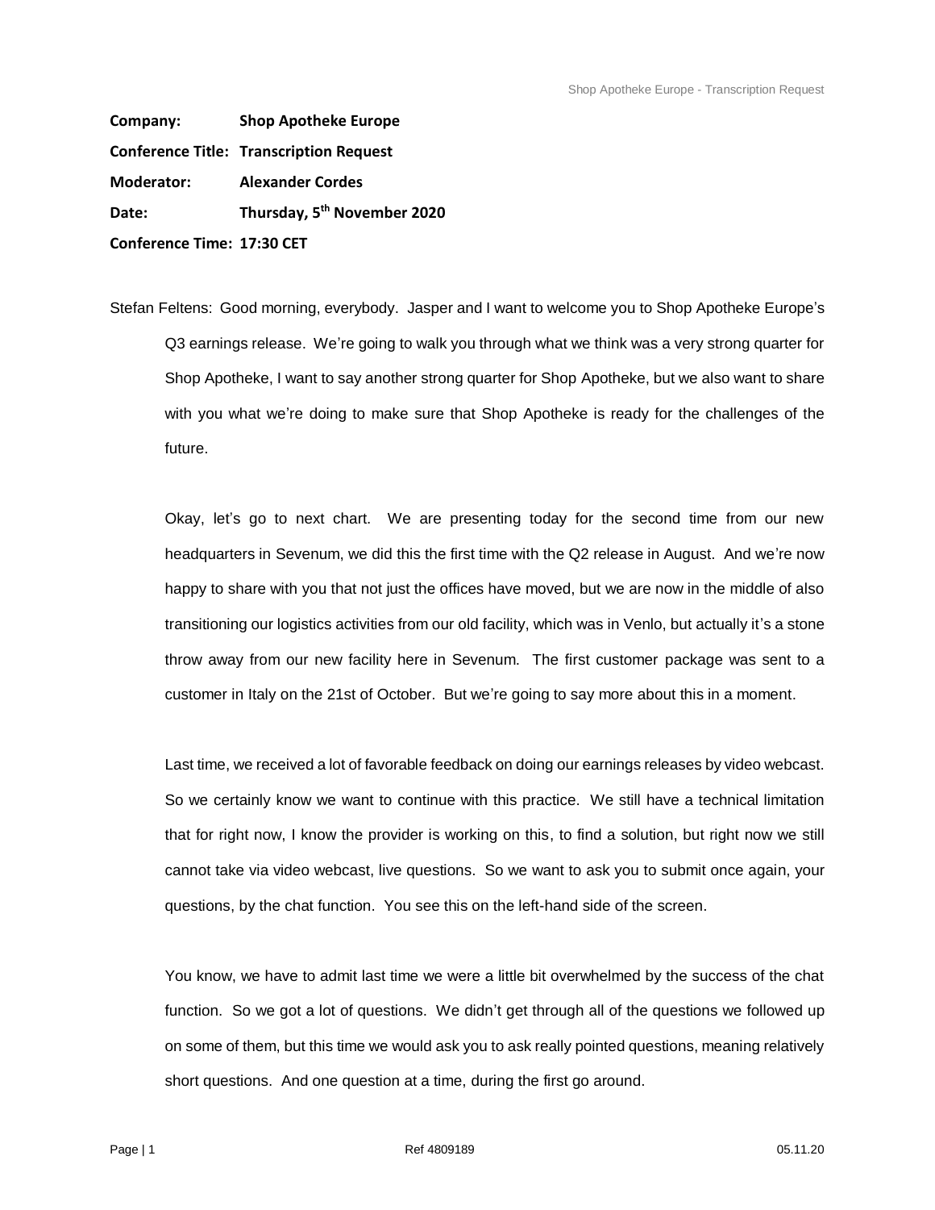**Company:** Shop Apotheke Europe

**Conference Title:** Transcription Request

**Moderator:** Alexander Cordes

**Date:** Thursday, 5th November 2020

**Conference Time:** 17:30 CET

Stefan Feltens: Good morning, everybody. Jasper and I want to welcome you to Shop Apotheke Europe's Q3 earnings release. We're going to walk you through what we think was a very strong quarter for Shop Apotheke, I want to say another strong quarter for Shop Apotheke, but we also want to share with you what we're doing to make sure that Shop Apotheke is ready for the challenges of the future.

Okay, let's go to next chart. We are presenting today for the second time from our new headquarters in Sevenum, we did this the first time with the Q2 release in August. And we're now happy to share with you that not just the offices have moved, but we are now in the middle of also transitioning our logistics activities from our old facility, which was in Venlo, but actually it's a stone throw away from our new facility here in Sevenum. The first customer package was sent to a customer in Italy on the 21st of October. But we're going to say more about this in a moment.

Last time, we received a lot of favorable feedback on doing our earnings releases by video webcast. So we certainly know we want to continue with this practice. We still have a technical limitation that for right now, I know the provider is working on this, to find a solution, but right now we still cannot take via video webcast, live questions. So we want to ask you to submit once again, your questions, by the chat function. You see this on the left-hand side of the screen.

You know, we have to admit last time we were a little bit overwhelmed by the success of the chat function. So we got a lot of questions. We didn't get through all of the questions we followed up on some of them, but this time we would ask you to ask really pointed questions, meaning relatively short questions. And one question at a time, during the first go around.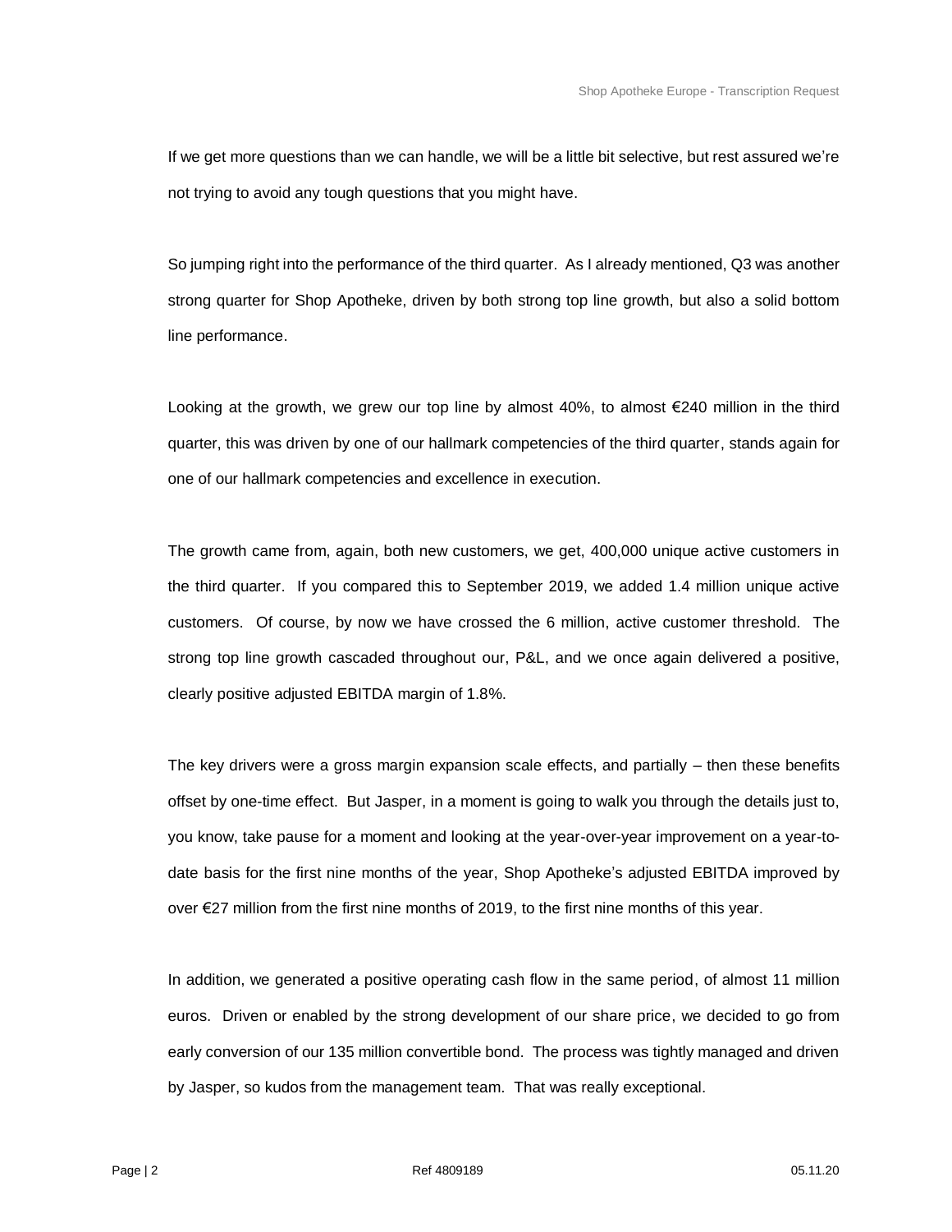If we get more questions than we can handle, we will be a little bit selective, but rest assured we're not trying to avoid any tough questions that you might have.

So jumping right into the performance of the third quarter. As I already mentioned, Q3 was another strong quarter for Shop Apotheke, driven by both strong top line growth, but also a solid bottom line performance.

Looking at the growth, we grew our top line by almost 40%, to almost €240 million in the third quarter, this was driven by one of our hallmark competencies of the third quarter, stands again for one of our hallmark competencies and excellence in execution.

The growth came from, again, both new customers, we get, 400,000 unique active customers in the third quarter. If you compared this to September 2019, we added 1.4 million unique active customers. Of course, by now we have crossed the 6 million, active customer threshold. The strong top line growth cascaded throughout our, P&L, and we once again delivered a positive, clearly positive adjusted EBITDA margin of 1.8%.

The key drivers were a gross margin expansion scale effects, and partially – then these benefits offset by one-time effect. But Jasper, in a moment is going to walk you through the details just to, you know, take pause for a moment and looking at the year-over-year improvement on a year-to-date basis for the first nine months of the year, Shop Apotheke's adjusted EBITDA improved by over €27 million from the first nine months of 2019, to the first nine months of this year.

In addition, we generated a positive operating cash flow in the same period, of almost 11 million euros. Driven or enabled by the strong development of our share price, we decided to go from early conversion of our 135 million convertible bond. The process was tightly managed and driven by Jasper, so kudos from the management team. That was really exceptional.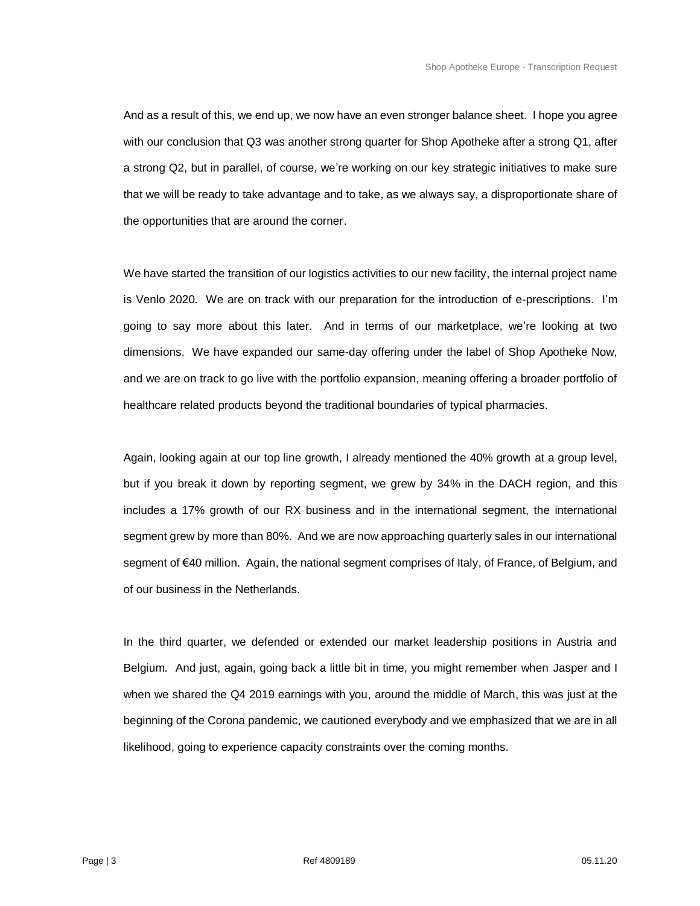And as a result of this, we end up, we now have an even stronger balance sheet. I hope you agree with our conclusion that Q3 was another strong quarter for Shop Apotheke after a strong Q1, after a strong Q2, but in parallel, of course, we're working on our key strategic initiatives to make sure that we will be ready to take advantage and to take, as we always say, a disproportionate share of the opportunities that are around the corner.

We have started the transition of our logistics activities to our new facility, the internal project name is Venlo 2020. We are on track with our preparation for the introduction of e-prescriptions. I'm going to say more about this later. And in terms of our marketplace, we're looking at two dimensions. We have expanded our same-day offering under the label of Shop Apotheke Now, and we are on track to go live with the portfolio expansion, meaning offering a broader portfolio of healthcare related products beyond the traditional boundaries of typical pharmacies.

Again, looking again at our top line growth, I already mentioned the 40% growth at a group level, but if you break it down by reporting segment, we grew by 34% in the DACH region, and this includes a 17% growth of our RX business and in the international segment, the international segment grew by more than 80%. And we are now approaching quarterly sales in our international segment of €40 million. Again, the national segment comprises of Italy, of France, of Belgium, and of our business in the Netherlands.

In the third quarter, we defended or extended our market leadership positions in Austria and Belgium. And just, again, going back a little bit in time, you might remember when Jasper and I when we shared the Q4 2019 earnings with you, around the middle of March, this was just at the beginning of the Corona pandemic, we cautioned everybody and we emphasized that we are in all likelihood, going to experience capacity constraints over the coming months.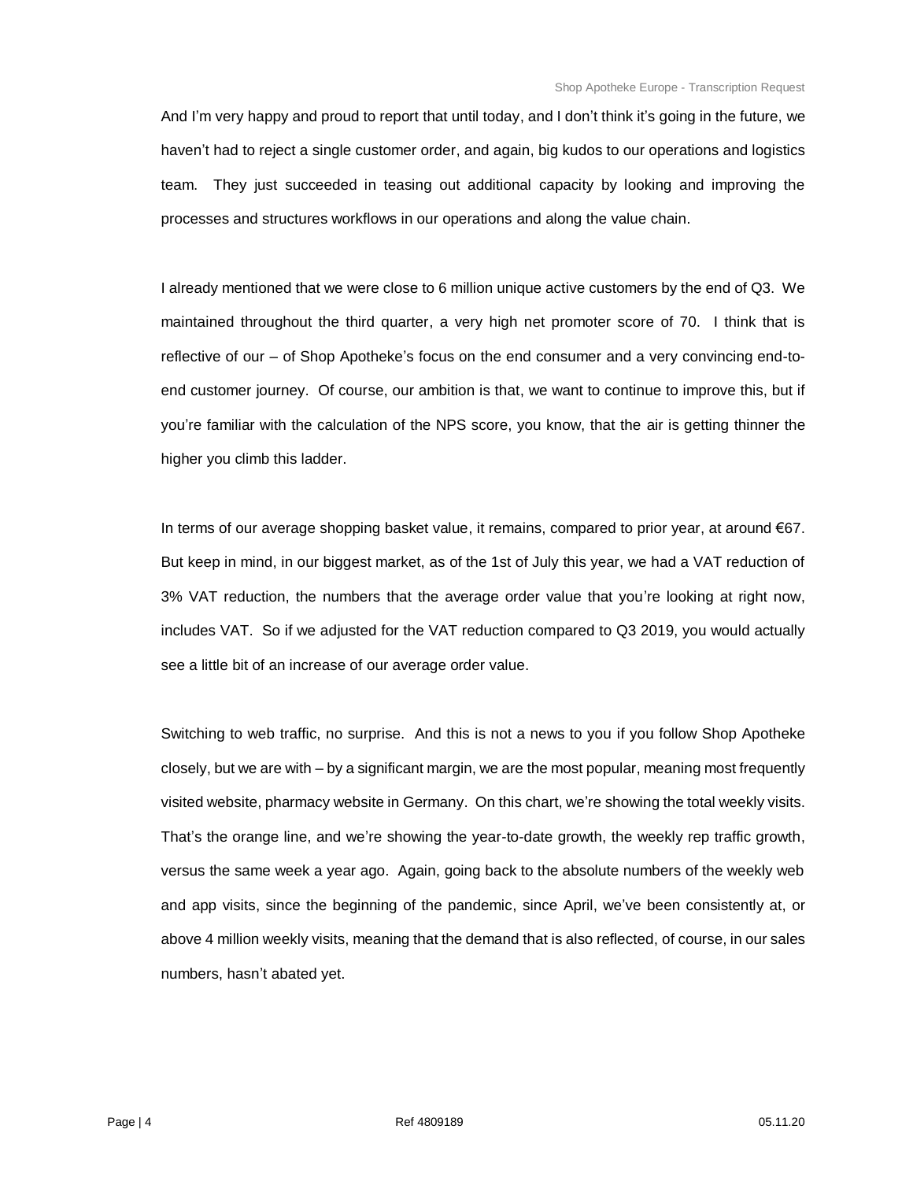And I'm very happy and proud to report that until today, and I don't think it's going in the future, we haven't had to reject a single customer order, and again, big kudos to our operations and logistics team. They just succeeded in teasing out additional capacity by looking and improving the processes and structures workflows in our operations and along the value chain.

I already mentioned that we were close to 6 million unique active customers by the end of Q3. We maintained throughout the third quarter, a very high net promoter score of 70. I think that is reflective of our – of Shop Apotheke's focus on the end consumer and a very convincing end-to-end customer journey. Of course, our ambition is that, we want to continue to improve this, but if you're familiar with the calculation of the NPS score, you know, that the air is getting thinner the higher you climb this ladder.

In terms of our average shopping basket value, it remains, compared to prior year, at around €67. But keep in mind, in our biggest market, as of the 1st of July this year, we had a VAT reduction of 3% VAT reduction, the numbers that the average order value that you're looking at right now, includes VAT. So if we adjusted for the VAT reduction compared to Q3 2019, you would actually see a little bit of an increase of our average order value.

Switching to web traffic, no surprise. And this is not a news to you if you follow Shop Apotheke closely, but we are with – by a significant margin, we are the most popular, meaning most frequently visited website, pharmacy website in Germany. On this chart, we're showing the total weekly visits. That's the orange line, and we're showing the year-to-date growth, the weekly rep traffic growth, versus the same week a year ago. Again, going back to the absolute numbers of the weekly web and app visits, since the beginning of the pandemic, since April, we've been consistently at, or above 4 million weekly visits, meaning that the demand that is also reflected, of course, in our sales numbers, hasn't abated yet.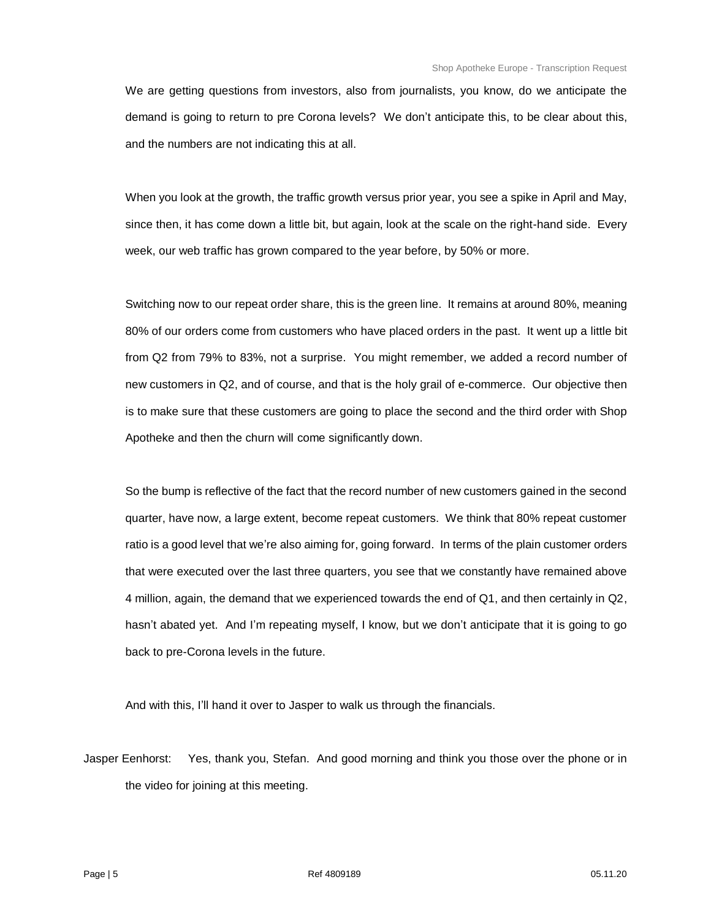We are getting questions from investors, also from journalists, you know, do we anticipate the demand is going to return to pre Corona levels? We don't anticipate this, to be clear about this, and the numbers are not indicating this at all.

When you look at the growth, the traffic growth versus prior year, you see a spike in April and May, since then, it has come down a little bit, but again, look at the scale on the right-hand side. Every week, our web traffic has grown compared to the year before, by 50% or more.

Switching now to our repeat order share, this is the green line. It remains at around 80%, meaning 80% of our orders come from customers who have placed orders in the past. It went up a little bit from Q2 from 79% to 83%, not a surprise. You might remember, we added a record number of new customers in Q2, and of course, and that is the holy grail of e-commerce. Our objective then is to make sure that these customers are going to place the second and the third order with Shop Apotheke and then the churn will come significantly down.

So the bump is reflective of the fact that the record number of new customers gained in the second quarter, have now, a large extent, become repeat customers. We think that 80% repeat customer ratio is a good level that we're also aiming for, going forward. In terms of the plain customer orders that were executed over the last three quarters, you see that we constantly have remained above 4 million, again, the demand that we experienced towards the end of Q1, and then certainly in Q2, hasn't abated yet. And I'm repeating myself, I know, but we don't anticipate that it is going to go back to pre-Corona levels in the future.

And with this, I'll hand it over to Jasper to walk us through the financials.

Jasper Eenhorst: Yes, thank you, Stefan. And good morning and think you those over the phone or in the video for joining at this meeting.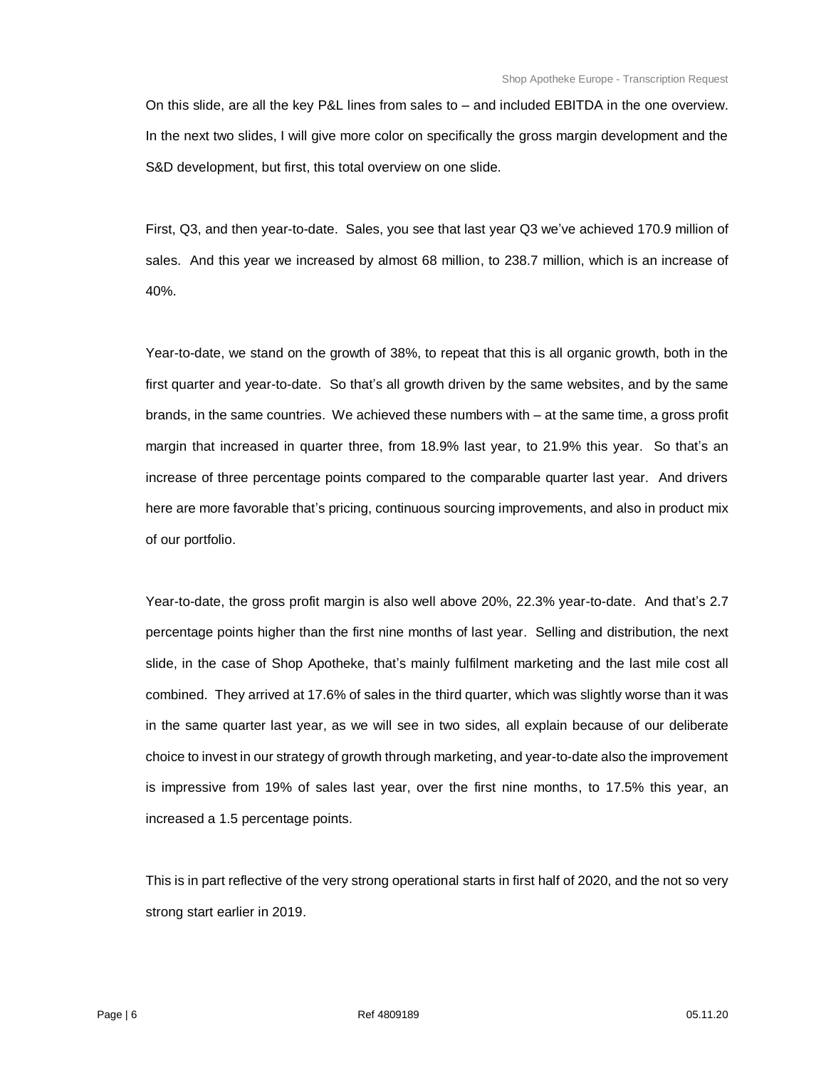On this slide, are all the key P&L lines from sales to – and included EBITDA in the one overview. In the next two slides, I will give more color on specifically the gross margin development and the S&D development, but first, this total overview on one slide.

First, Q3, and then year-to-date. Sales, you see that last year Q3 we've achieved 170.9 million of sales. And this year we increased by almost 68 million, to 238.7 million, which is an increase of 40%.

Year-to-date, we stand on the growth of 38%, to repeat that this is all organic growth, both in the first quarter and year-to-date. So that's all growth driven by the same websites, and by the same brands, in the same countries. We achieved these numbers with – at the same time, a gross profit margin that increased in quarter three, from 18.9% last year, to 21.9% this year. So that's an increase of three percentage points compared to the comparable quarter last year. And drivers here are more favorable that's pricing, continuous sourcing improvements, and also in product mix of our portfolio.

Year-to-date, the gross profit margin is also well above 20%, 22.3% year-to-date. And that's 2.7 percentage points higher than the first nine months of last year. Selling and distribution, the next slide, in the case of Shop Apotheke, that's mainly fulfilment marketing and the last mile cost all combined. They arrived at 17.6% of sales in the third quarter, which was slightly worse than it was in the same quarter last year, as we will see in two sides, all explain because of our deliberate choice to invest in our strategy of growth through marketing, and year-to-date also the improvement is impressive from 19% of sales last year, over the first nine months, to 17.5% this year, an increased a 1.5 percentage points.

This is in part reflective of the very strong operational starts in first half of 2020, and the not so very strong start earlier in 2019.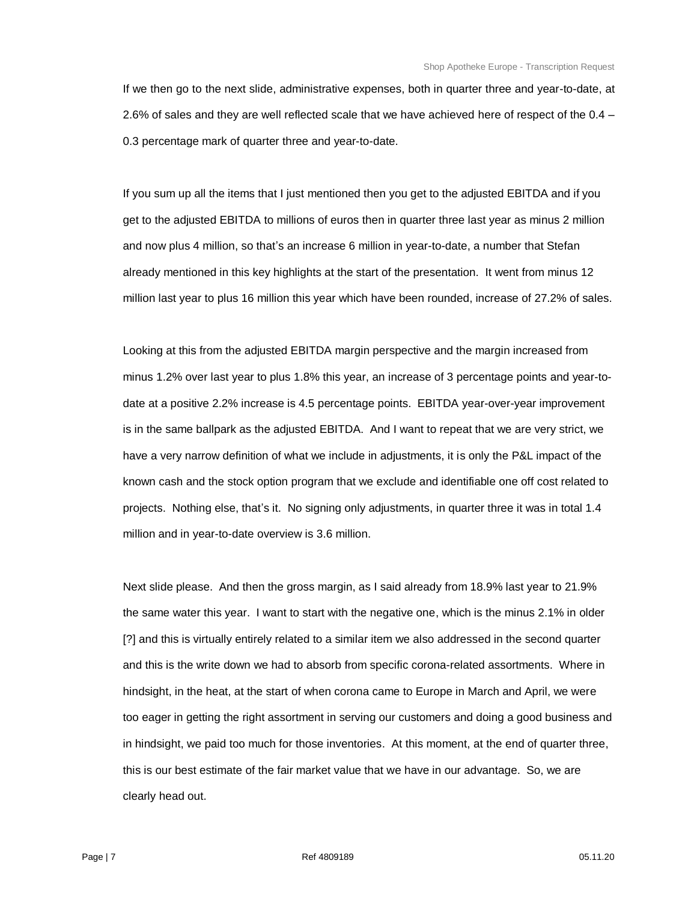If we then go to the next slide, administrative expenses, both in quarter three and year-to-date, at 2.6% of sales and they are well reflected scale that we have achieved here of respect of the 0.4 – 0.3 percentage mark of quarter three and year-to-date.

If you sum up all the items that I just mentioned then you get to the adjusted EBITDA and if you get to the adjusted EBITDA to millions of euros then in quarter three last year as minus 2 million and now plus 4 million, so that's an increase 6 million in year-to-date, a number that Stefan already mentioned in this key highlights at the start of the presentation. It went from minus 12 million last year to plus 16 million this year which have been rounded, increase of 27.2% of sales.

Looking at this from the adjusted EBITDA margin perspective and the margin increased from minus 1.2% over last year to plus 1.8% this year, an increase of 3 percentage points and year-to-date at a positive 2.2% increase is 4.5 percentage points. EBITDA year-over-year improvement is in the same ballpark as the adjusted EBITDA. And I want to repeat that we are very strict, we have a very narrow definition of what we include in adjustments, it is only the P&L impact of the known cash and the stock option program that we exclude and identifiable one off cost related to projects. Nothing else, that's it. No signing only adjustments, in quarter three it was in total 1.4 million and in year-to-date overview is 3.6 million.

Next slide please. And then the gross margin, as I said already from 18.9% last year to 21.9% the same water this year. I want to start with the negative one, which is the minus 2.1% in older [?] and this is virtually entirely related to a similar item we also addressed in the second quarter and this is the write down we had to absorb from specific corona-related assortments. Where in hindsight, in the heat, at the start of when corona came to Europe in March and April, we were too eager in getting the right assortment in serving our customers and doing a good business and in hindsight, we paid too much for those inventories. At this moment, at the end of quarter three, this is our best estimate of the fair market value that we have in our advantage. So, we are clearly head out.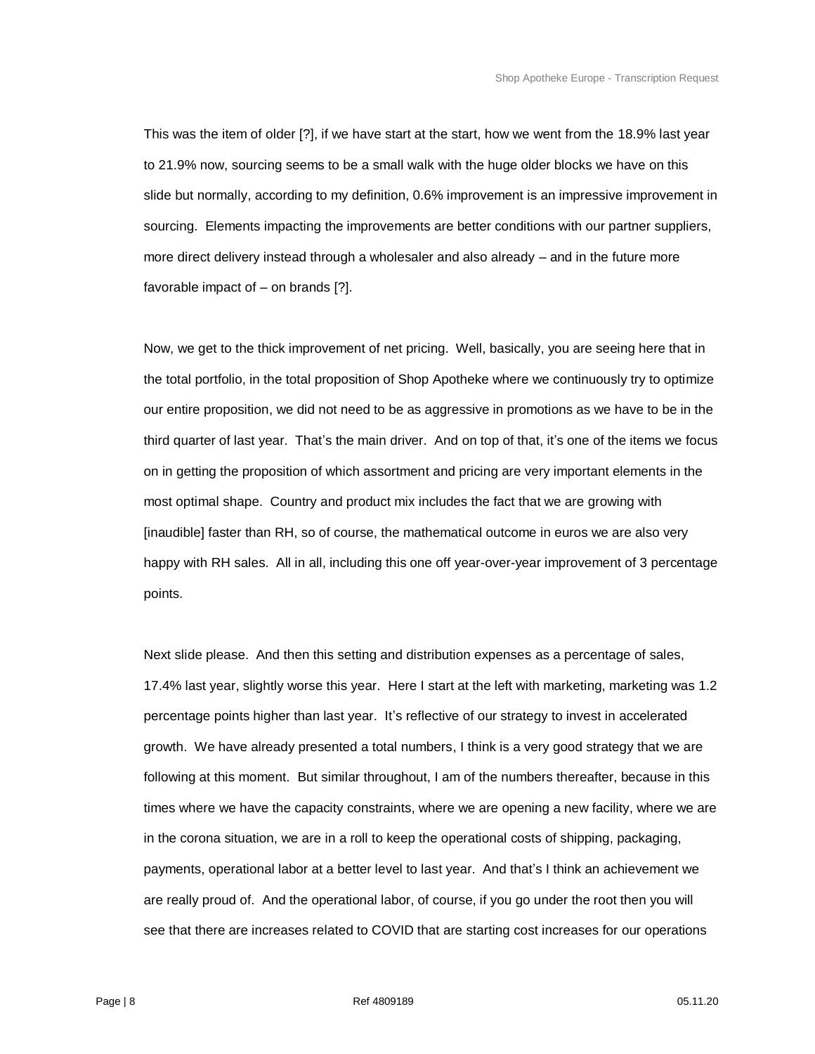This was the item of older [?], if we have start at the start, how we went from the 18.9% last year to 21.9% now, sourcing seems to be a small walk with the huge older blocks we have on this slide but normally, according to my definition, 0.6% improvement is an impressive improvement in sourcing. Elements impacting the improvements are better conditions with our partner suppliers, more direct delivery instead through a wholesaler and also already – and in the future more favorable impact of – on brands [?].

Now, we get to the thick improvement of net pricing. Well, basically, you are seeing here that in the total portfolio, in the total proposition of Shop Apotheke where we continuously try to optimize our entire proposition, we did not need to be as aggressive in promotions as we have to be in the third quarter of last year. That's the main driver. And on top of that, it's one of the items we focus on in getting the proposition of which assortment and pricing are very important elements in the most optimal shape. Country and product mix includes the fact that we are growing with [inaudible] faster than RH, so of course, the mathematical outcome in euros we are also very happy with RH sales. All in all, including this one off year-over-year improvement of 3 percentage points.

Next slide please. And then this setting and distribution expenses as a percentage of sales, 17.4% last year, slightly worse this year. Here I start at the left with marketing, marketing was 1.2 percentage points higher than last year. It's reflective of our strategy to invest in accelerated growth. We have already presented a total numbers, I think is a very good strategy that we are following at this moment. But similar throughout, I am of the numbers thereafter, because in this times where we have the capacity constraints, where we are opening a new facility, where we are in the corona situation, we are in a roll to keep the operational costs of shipping, packaging, payments, operational labor at a better level to last year. And that's I think an achievement we are really proud of. And the operational labor, of course, if you go under the root then you will see that there are increases related to COVID that are starting cost increases for our operations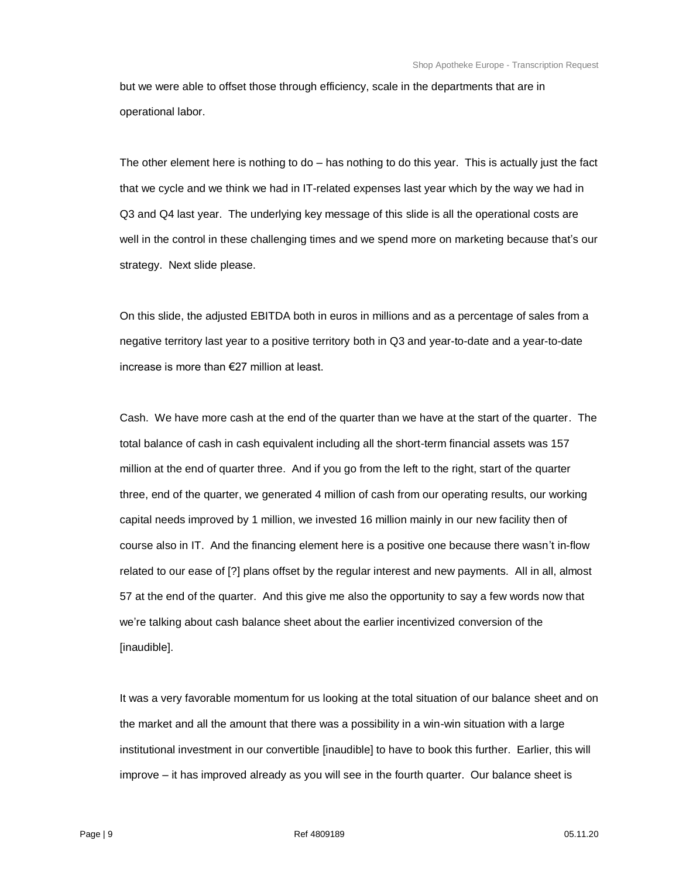but we were able to offset those through efficiency, scale in the departments that are in operational labor.

The other element here is nothing to do – has nothing to do this year. This is actually just the fact that we cycle and we think we had in IT-related expenses last year which by the way we had in Q3 and Q4 last year. The underlying key message of this slide is all the operational costs are well in the control in these challenging times and we spend more on marketing because that's our strategy. Next slide please.

On this slide, the adjusted EBITDA both in euros in millions and as a percentage of sales from a negative territory last year to a positive territory both in Q3 and year-to-date and a year-to-date increase is more than €27 million at least.

Cash. We have more cash at the end of the quarter than we have at the start of the quarter. The total balance of cash in cash equivalent including all the short-term financial assets was 157 million at the end of quarter three. And if you go from the left to the right, start of the quarter three, end of the quarter, we generated 4 million of cash from our operating results, our working capital needs improved by 1 million, we invested 16 million mainly in our new facility then of course also in IT. And the financing element here is a positive one because there wasn't in-flow related to our ease of [?] plans offset by the regular interest and new payments. All in all, almost 57 at the end of the quarter. And this give me also the opportunity to say a few words now that we're talking about cash balance sheet about the earlier incentivized conversion of the [inaudible].

It was a very favorable momentum for us looking at the total situation of our balance sheet and on the market and all the amount that there was a possibility in a win-win situation with a large institutional investment in our convertible [inaudible] to have to book this further. Earlier, this will improve – it has improved already as you will see in the fourth quarter. Our balance sheet is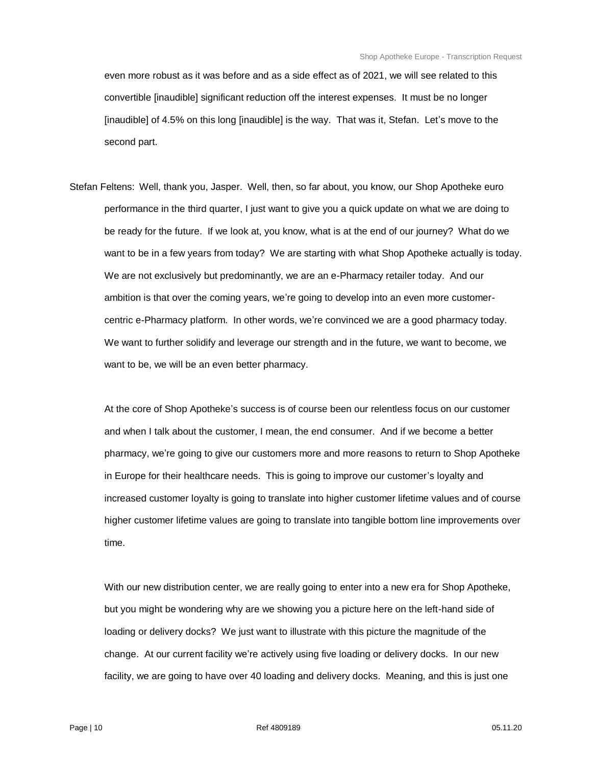even more robust as it was before and as a side effect as of 2021, we will see related to this convertible [inaudible] significant reduction off the interest expenses. It must be no longer [inaudible] of 4.5% on this long [inaudible] is the way. That was it, Stefan. Let's move to the second part.

Stefan Feltens: Well, thank you, Jasper. Well, then, so far about, you know, our Shop Apotheke euro performance in the third quarter, I just want to give you a quick update on what we are doing to be ready for the future. If we look at, you know, what is at the end of our journey? What do we want to be in a few years from today? We are starting with what Shop Apotheke actually is today. We are not exclusively but predominantly, we are an e-Pharmacy retailer today. And our ambition is that over the coming years, we're going to develop into an even more customer-centric e-Pharmacy platform. In other words, we're convinced we are a good pharmacy today. We want to further solidify and leverage our strength and in the future, we want to become, we want to be, we will be an even better pharmacy.

At the core of Shop Apotheke's success is of course been our relentless focus on our customer and when I talk about the customer, I mean, the end consumer. And if we become a better pharmacy, we're going to give our customers more and more reasons to return to Shop Apotheke in Europe for their healthcare needs. This is going to improve our customer's loyalty and increased customer loyalty is going to translate into higher customer lifetime values and of course higher customer lifetime values are going to translate into tangible bottom line improvements over time.

With our new distribution center, we are really going to enter into a new era for Shop Apotheke, but you might be wondering why are we showing you a picture here on the left-hand side of loading or delivery docks? We just want to illustrate with this picture the magnitude of the change. At our current facility we're actively using five loading or delivery docks. In our new facility, we are going to have over 40 loading and delivery docks. Meaning, and this is just one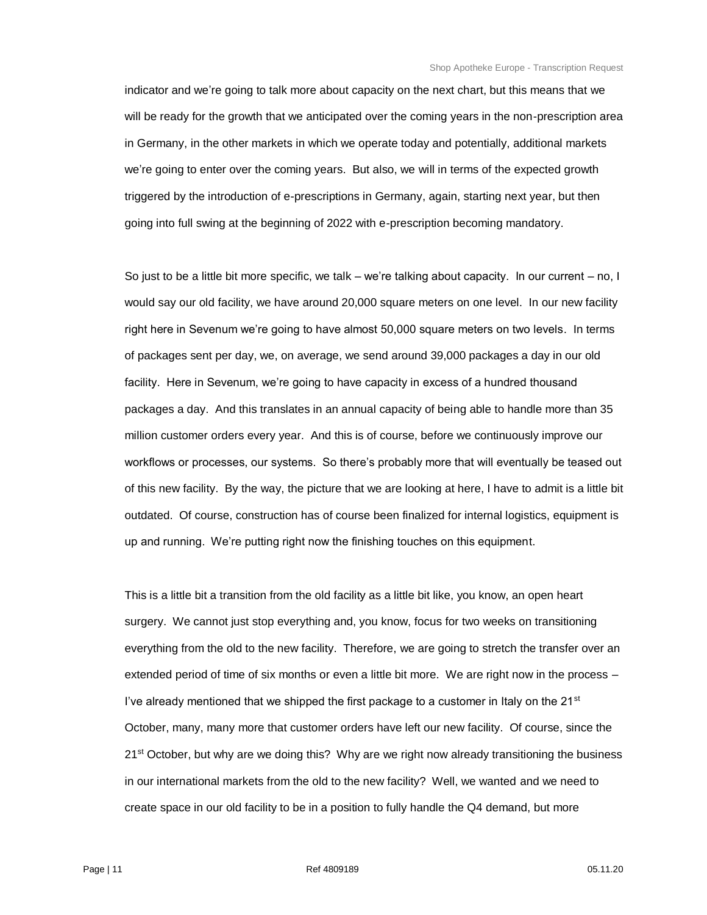indicator and we're going to talk more about capacity on the next chart, but this means that we will be ready for the growth that we anticipated over the coming years in the non-prescription area in Germany, in the other markets in which we operate today and potentially, additional markets we're going to enter over the coming years. But also, we will in terms of the expected growth triggered by the introduction of e-prescriptions in Germany, again, starting next year, but then going into full swing at the beginning of 2022 with e-prescription becoming mandatory.

So just to be a little bit more specific, we talk – we're talking about capacity. In our current – no, I would say our old facility, we have around 20,000 square meters on one level. In our new facility right here in Sevenum we're going to have almost 50,000 square meters on two levels. In terms of packages sent per day, we, on average, we send around 39,000 packages a day in our old facility. Here in Sevenum, we're going to have capacity in excess of a hundred thousand packages a day. And this translates in an annual capacity of being able to handle more than 35 million customer orders every year. And this is of course, before we continuously improve our workflows or processes, our systems. So there's probably more that will eventually be teased out of this new facility. By the way, the picture that we are looking at here, I have to admit is a little bit outdated. Of course, construction has of course been finalized for internal logistics, equipment is up and running. We're putting right now the finishing touches on this equipment.

This is a little bit a transition from the old facility as a little bit like, you know, an open heart surgery. We cannot just stop everything and, you know, focus for two weeks on transitioning everything from the old to the new facility. Therefore, we are going to stretch the transfer over an extended period of time of six months or even a little bit more. We are right now in the process – I've already mentioned that we shipped the first package to a customer in Italy on the 21st October, many, many more that customer orders have left our new facility. Of course, since the 21st October, but why are we doing this? Why are we right now already transitioning the business in our international markets from the old to the new facility? Well, we wanted and we need to create space in our old facility to be in a position to fully handle the Q4 demand, but more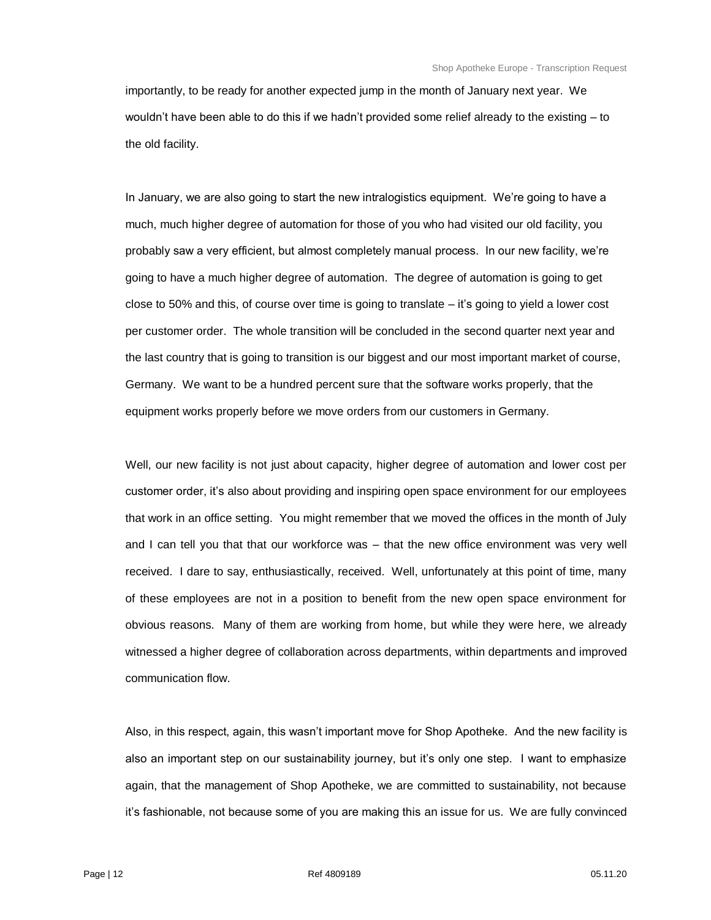importantly, to be ready for another expected jump in the month of January next year. We wouldn't have been able to do this if we hadn't provided some relief already to the existing – to the old facility.

In January, we are also going to start the new intralogistics equipment. We're going to have a much, much higher degree of automation for those of you who had visited our old facility, you probably saw a very efficient, but almost completely manual process. In our new facility, we're going to have a much higher degree of automation. The degree of automation is going to get close to 50% and this, of course over time is going to translate – it's going to yield a lower cost per customer order. The whole transition will be concluded in the second quarter next year and the last country that is going to transition is our biggest and our most important market of course, Germany. We want to be a hundred percent sure that the software works properly, that the equipment works properly before we move orders from our customers in Germany.

Well, our new facility is not just about capacity, higher degree of automation and lower cost per customer order, it's also about providing and inspiring open space environment for our employees that work in an office setting. You might remember that we moved the offices in the month of July and I can tell you that that our workforce was – that the new office environment was very well received. I dare to say, enthusiastically, received. Well, unfortunately at this point of time, many of these employees are not in a position to benefit from the new open space environment for obvious reasons. Many of them are working from home, but while they were here, we already witnessed a higher degree of collaboration across departments, within departments and improved communication flow.

Also, in this respect, again, this wasn't important move for Shop Apotheke. And the new facility is also an important step on our sustainability journey, but it's only one step. I want to emphasize again, that the management of Shop Apotheke, we are committed to sustainability, not because it's fashionable, not because some of you are making this an issue for us. We are fully convinced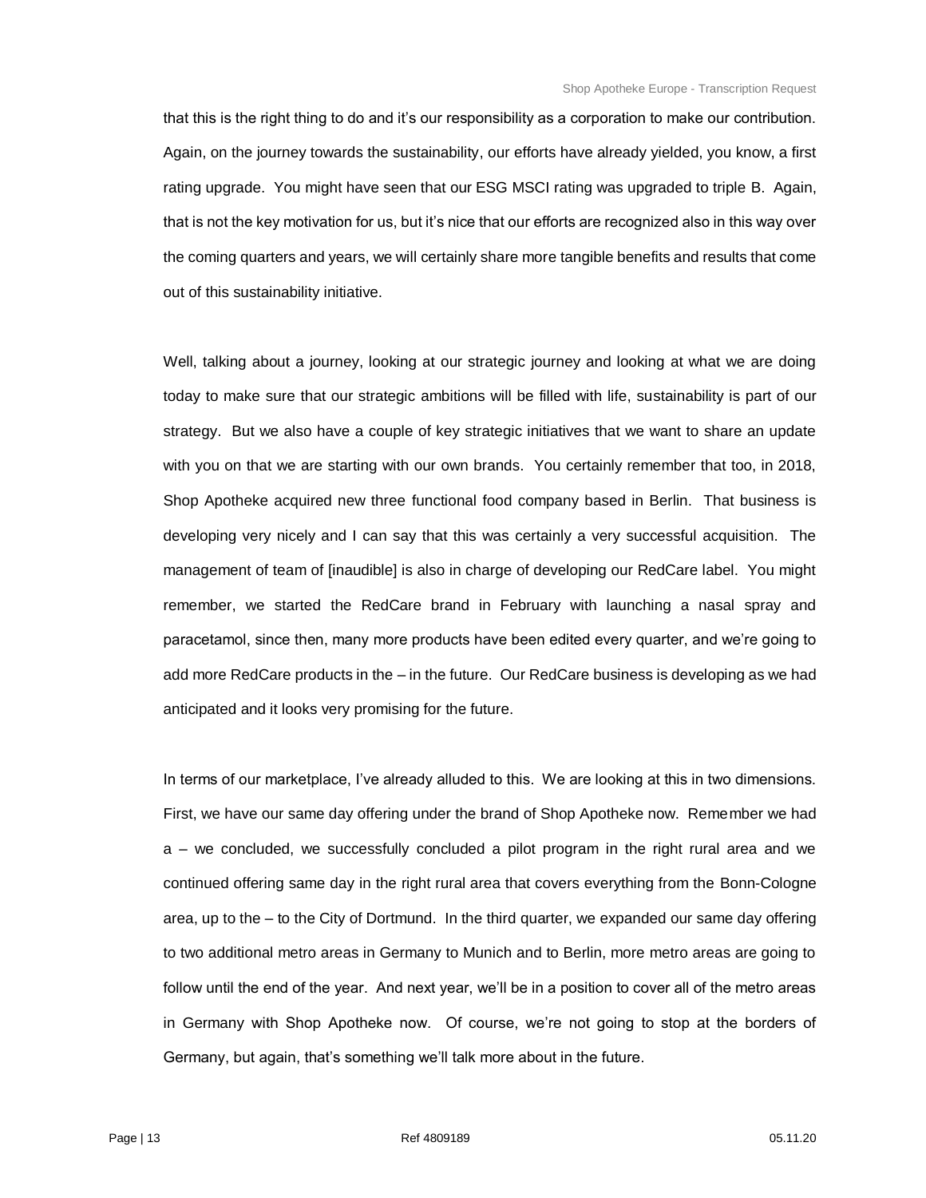that this is the right thing to do and it's our responsibility as a corporation to make our contribution. Again, on the journey towards the sustainability, our efforts have already yielded, you know, a first rating upgrade. You might have seen that our ESG MSCI rating was upgraded to triple B. Again, that is not the key motivation for us, but it's nice that our efforts are recognized also in this way over the coming quarters and years, we will certainly share more tangible benefits and results that come out of this sustainability initiative.

Well, talking about a journey, looking at our strategic journey and looking at what we are doing today to make sure that our strategic ambitions will be filled with life, sustainability is part of our strategy. But we also have a couple of key strategic initiatives that we want to share an update with you on that we are starting with our own brands. You certainly remember that too, in 2018, Shop Apotheke acquired new three functional food company based in Berlin. That business is developing very nicely and I can say that this was certainly a very successful acquisition. The management of team of [inaudible] is also in charge of developing our RedCare label. You might remember, we started the RedCare brand in February with launching a nasal spray and paracetamol, since then, many more products have been edited every quarter, and we're going to add more RedCare products in the – in the future. Our RedCare business is developing as we had anticipated and it looks very promising for the future.

In terms of our marketplace, I've already alluded to this. We are looking at this in two dimensions. First, we have our same day offering under the brand of Shop Apotheke now. Remember we had a – we concluded, we successfully concluded a pilot program in the right rural area and we continued offering same day in the right rural area that covers everything from the Bonn-Cologne area, up to the – to the City of Dortmund. In the third quarter, we expanded our same day offering to two additional metro areas in Germany to Munich and to Berlin, more metro areas are going to follow until the end of the year. And next year, we'll be in a position to cover all of the metro areas in Germany with Shop Apotheke now. Of course, we're not going to stop at the borders of Germany, but again, that's something we'll talk more about in the future.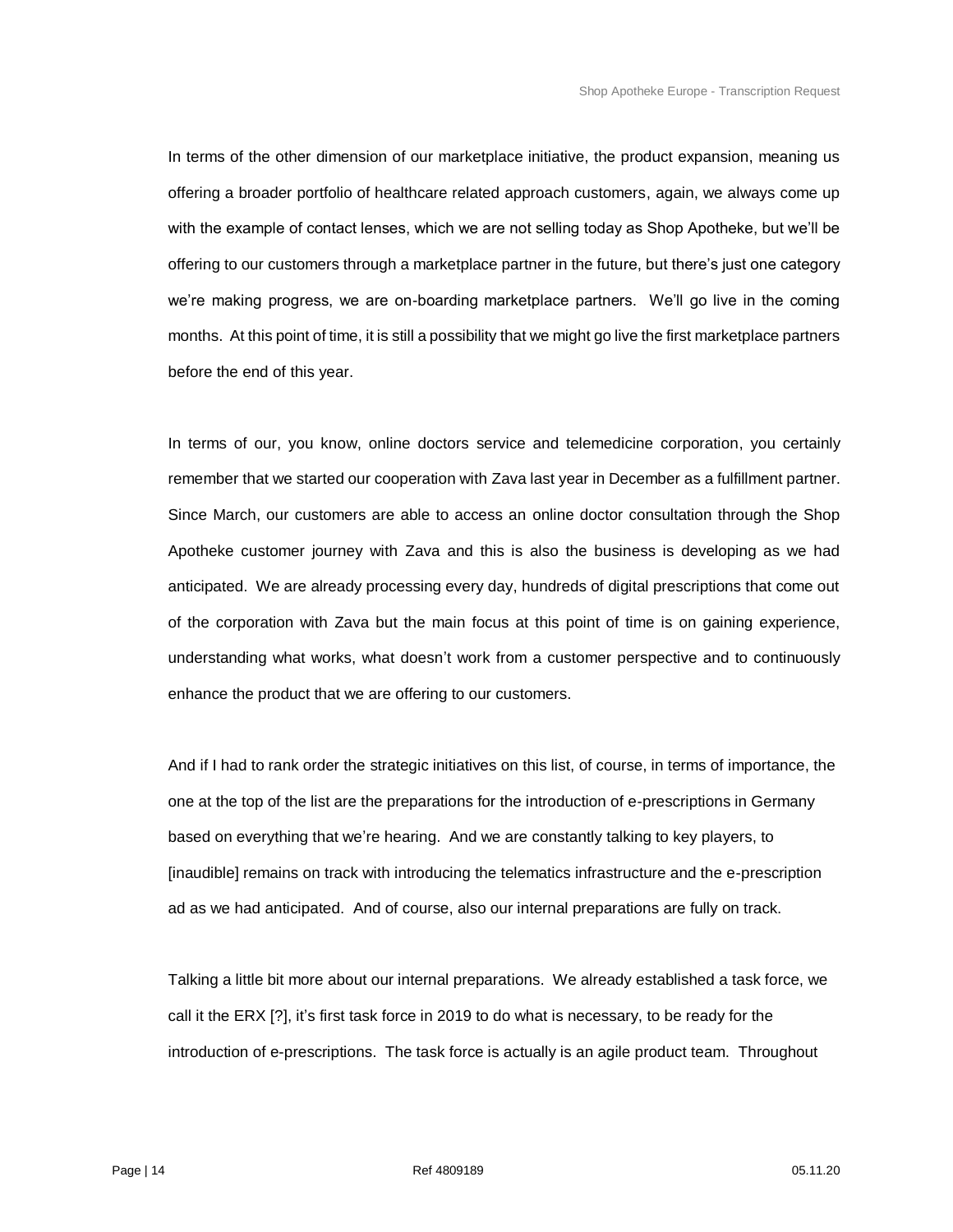In terms of the other dimension of our marketplace initiative, the product expansion, meaning us offering a broader portfolio of healthcare related approach customers, again, we always come up with the example of contact lenses, which we are not selling today as Shop Apotheke, but we'll be offering to our customers through a marketplace partner in the future, but there's just one category we're making progress, we are on-boarding marketplace partners.  We'll go live in the coming months.  At this point of time, it is still a possibility that we might go live the first marketplace partners before the end of this year.

In terms of our, you know, online doctors service and telemedicine corporation, you certainly remember that we started our cooperation with Zava last year in December as a fulfillment partner. Since March, our customers are able to access an online doctor consultation through the Shop Apotheke customer journey with Zava and this is also the business is developing as we had anticipated.  We are already processing every day, hundreds of digital prescriptions that come out of the corporation with Zava but the main focus at this point of time is on gaining experience, understanding what works, what doesn't work from a customer perspective and to continuously enhance the product that we are offering to our customers.

And if I had to rank order the strategic initiatives on this list, of course, in terms of importance, the one at the top of the list are the preparations for the introduction of e-prescriptions in Germany based on everything that we're hearing.  And we are constantly talking to key players, to [inaudible] remains on track with introducing the telematics infrastructure and the e-prescription ad as we had anticipated.  And of course, also our internal preparations are fully on track.

Talking a little bit more about our internal preparations.  We already established a task force, we call it the ERX [?], it's first task force in 2019 to do what is necessary, to be ready for the introduction of e-prescriptions.  The task force is actually is an agile product team.  Throughout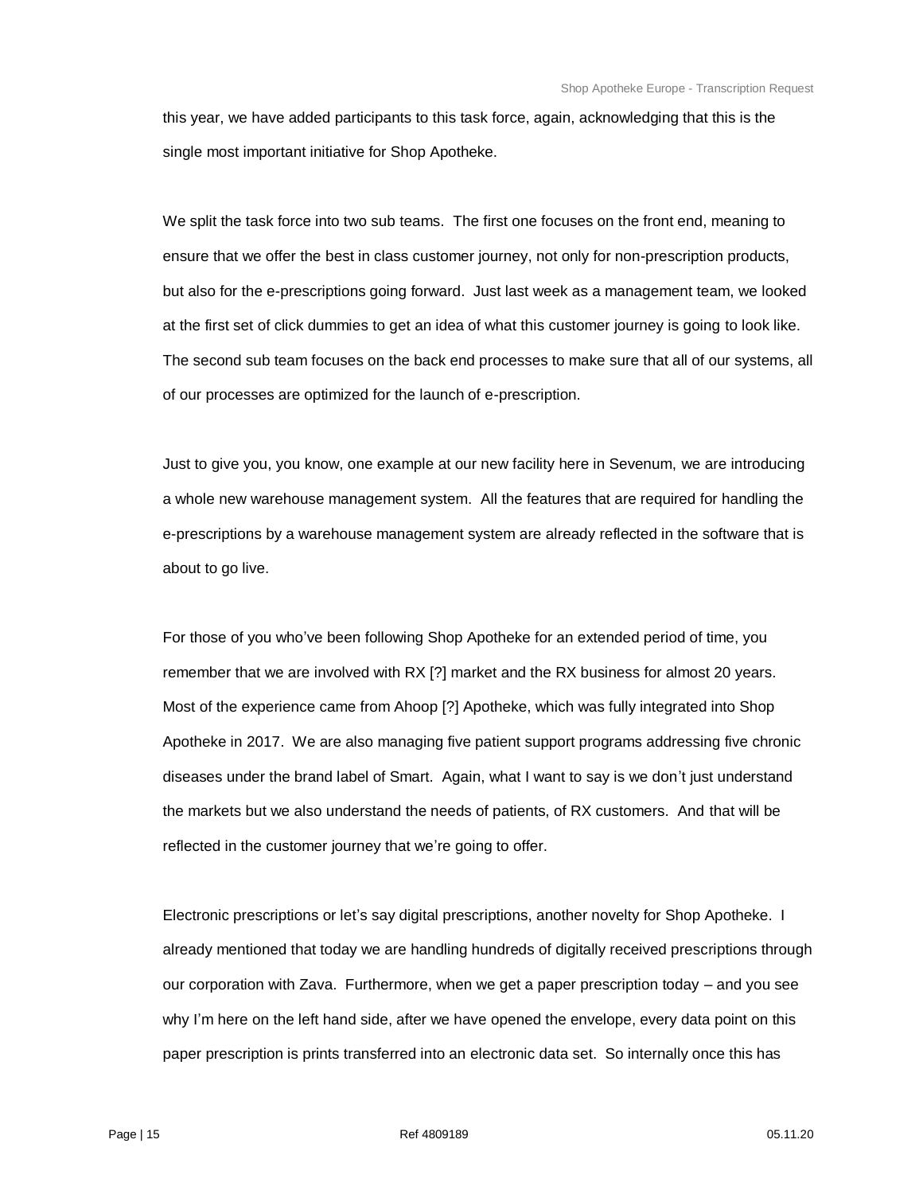this year, we have added participants to this task force, again, acknowledging that this is the single most important initiative for Shop Apotheke.

We split the task force into two sub teams. The first one focuses on the front end, meaning to ensure that we offer the best in class customer journey, not only for non-prescription products, but also for the e-prescriptions going forward. Just last week as a management team, we looked at the first set of click dummies to get an idea of what this customer journey is going to look like. The second sub team focuses on the back end processes to make sure that all of our systems, all of our processes are optimized for the launch of e-prescription.

Just to give you, you know, one example at our new facility here in Sevenum, we are introducing a whole new warehouse management system. All the features that are required for handling the e-prescriptions by a warehouse management system are already reflected in the software that is about to go live.

For those of you who've been following Shop Apotheke for an extended period of time, you remember that we are involved with RX [?] market and the RX business for almost 20 years. Most of the experience came from Ahoop [?] Apotheke, which was fully integrated into Shop Apotheke in 2017. We are also managing five patient support programs addressing five chronic diseases under the brand label of Smart. Again, what I want to say is we don't just understand the markets but we also understand the needs of patients, of RX customers. And that will be reflected in the customer journey that we're going to offer.

Electronic prescriptions or let's say digital prescriptions, another novelty for Shop Apotheke. I already mentioned that today we are handling hundreds of digitally received prescriptions through our corporation with Zava. Furthermore, when we get a paper prescription today – and you see why I'm here on the left hand side, after we have opened the envelope, every data point on this paper prescription is prints transferred into an electronic data set. So internally once this has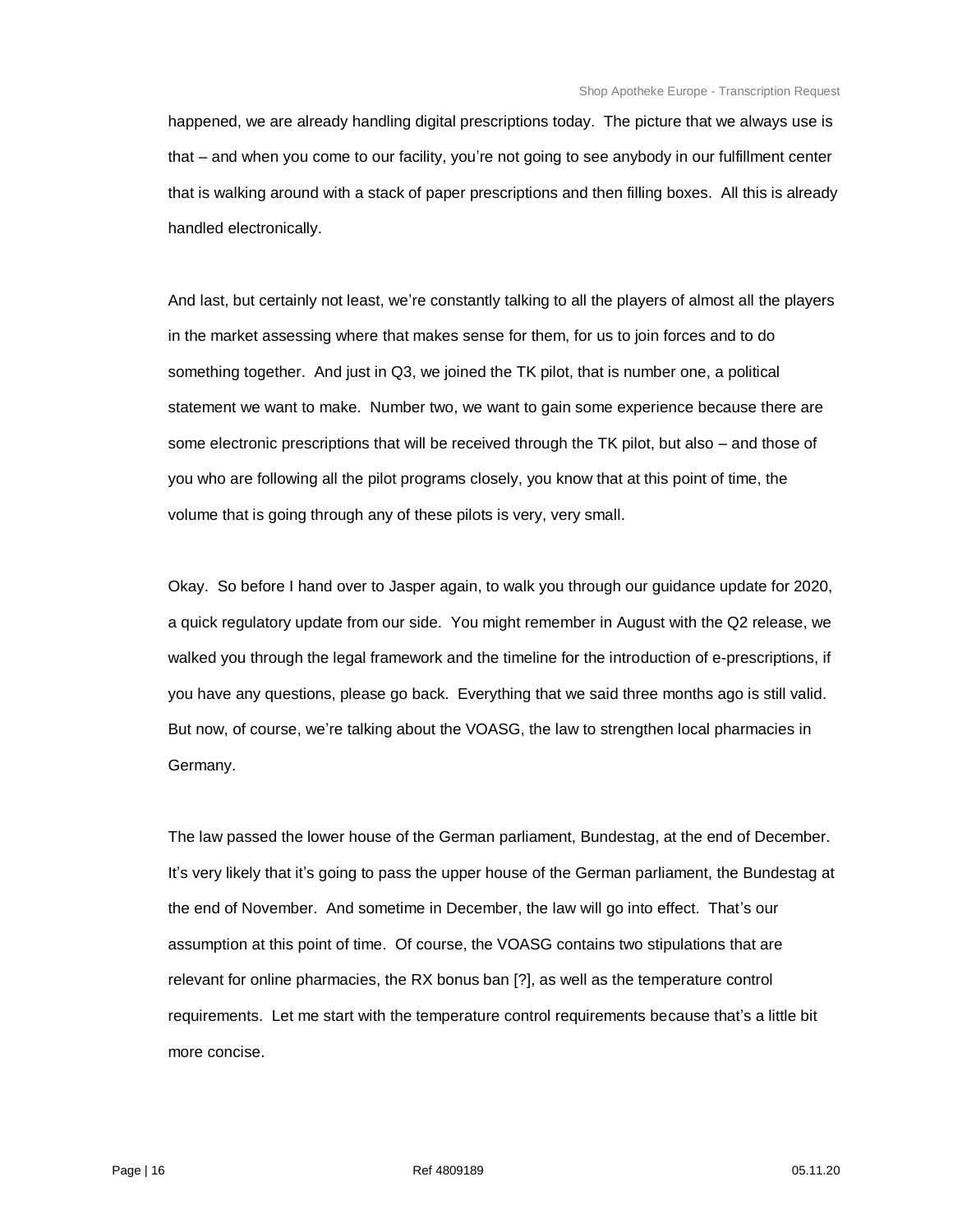happened, we are already handling digital prescriptions today. The picture that we always use is that – and when you come to our facility, you're not going to see anybody in our fulfillment center that is walking around with a stack of paper prescriptions and then filling boxes. All this is already handled electronically.

And last, but certainly not least, we're constantly talking to all the players of almost all the players in the market assessing where that makes sense for them, for us to join forces and to do something together. And just in Q3, we joined the TK pilot, that is number one, a political statement we want to make. Number two, we want to gain some experience because there are some electronic prescriptions that will be received through the TK pilot, but also – and those of you who are following all the pilot programs closely, you know that at this point of time, the volume that is going through any of these pilots is very, very small.

Okay. So before I hand over to Jasper again, to walk you through our guidance update for 2020, a quick regulatory update from our side. You might remember in August with the Q2 release, we walked you through the legal framework and the timeline for the introduction of e-prescriptions, if you have any questions, please go back. Everything that we said three months ago is still valid. But now, of course, we're talking about the VOASG, the law to strengthen local pharmacies in Germany.

The law passed the lower house of the German parliament, Bundestag, at the end of December. It's very likely that it's going to pass the upper house of the German parliament, the Bundestag at the end of November. And sometime in December, the law will go into effect. That's our assumption at this point of time. Of course, the VOASG contains two stipulations that are relevant for online pharmacies, the RX bonus ban [?], as well as the temperature control requirements. Let me start with the temperature control requirements because that's a little bit more concise.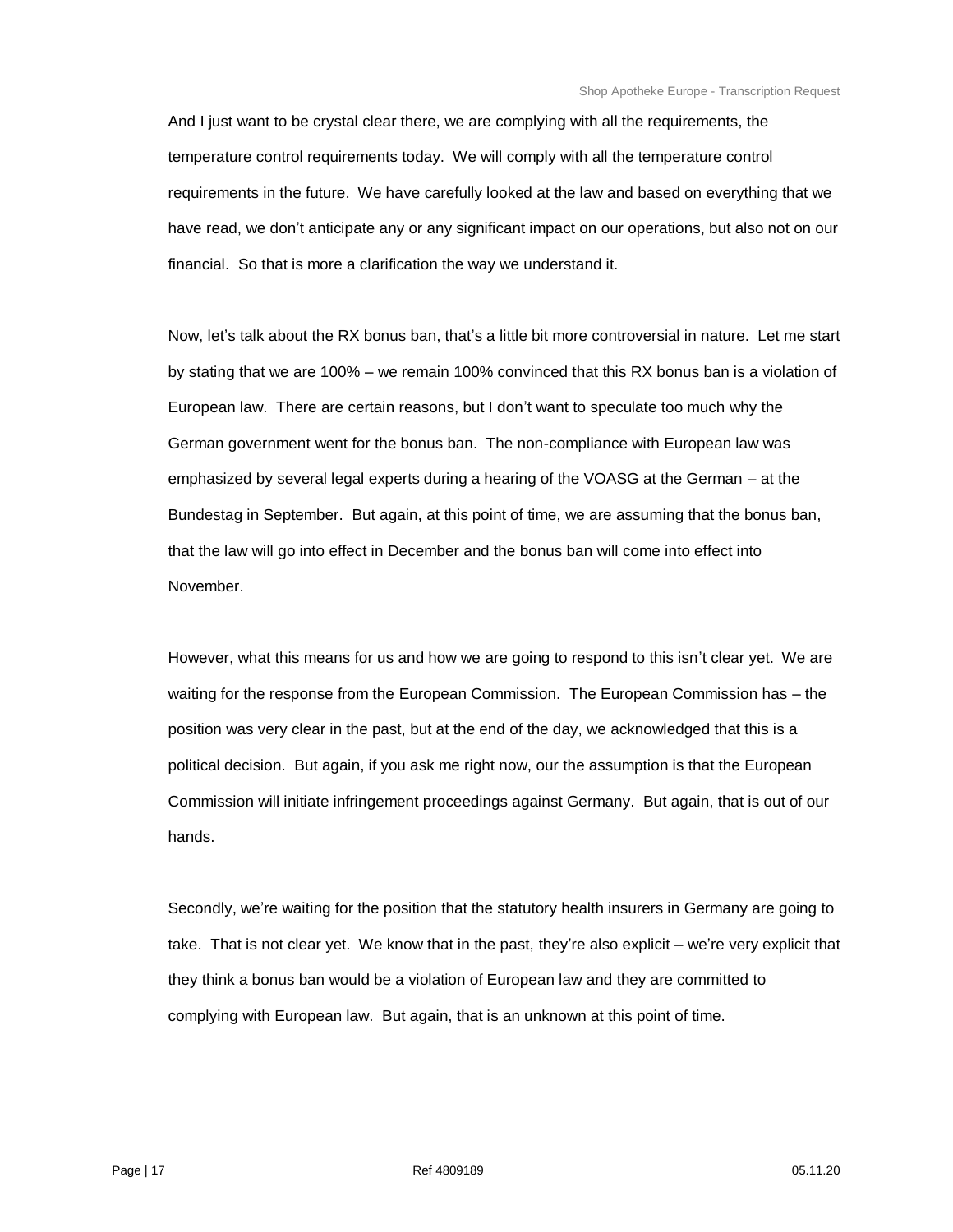And I just want to be crystal clear there, we are complying with all the requirements, the temperature control requirements today. We will comply with all the temperature control requirements in the future. We have carefully looked at the law and based on everything that we have read, we don't anticipate any or any significant impact on our operations, but also not on our financial. So that is more a clarification the way we understand it.

Now, let's talk about the RX bonus ban, that's a little bit more controversial in nature. Let me start by stating that we are 100% – we remain 100% convinced that this RX bonus ban is a violation of European law. There are certain reasons, but I don't want to speculate too much why the German government went for the bonus ban. The non-compliance with European law was emphasized by several legal experts during a hearing of the VOASG at the German – at the Bundestag in September. But again, at this point of time, we are assuming that the bonus ban, that the law will go into effect in December and the bonus ban will come into effect into November.

However, what this means for us and how we are going to respond to this isn't clear yet. We are waiting for the response from the European Commission. The European Commission has – the position was very clear in the past, but at the end of the day, we acknowledged that this is a political decision. But again, if you ask me right now, our the assumption is that the European Commission will initiate infringement proceedings against Germany. But again, that is out of our hands.

Secondly, we're waiting for the position that the statutory health insurers in Germany are going to take. That is not clear yet. We know that in the past, they're also explicit – we're very explicit that they think a bonus ban would be a violation of European law and they are committed to complying with European law. But again, that is an unknown at this point of time.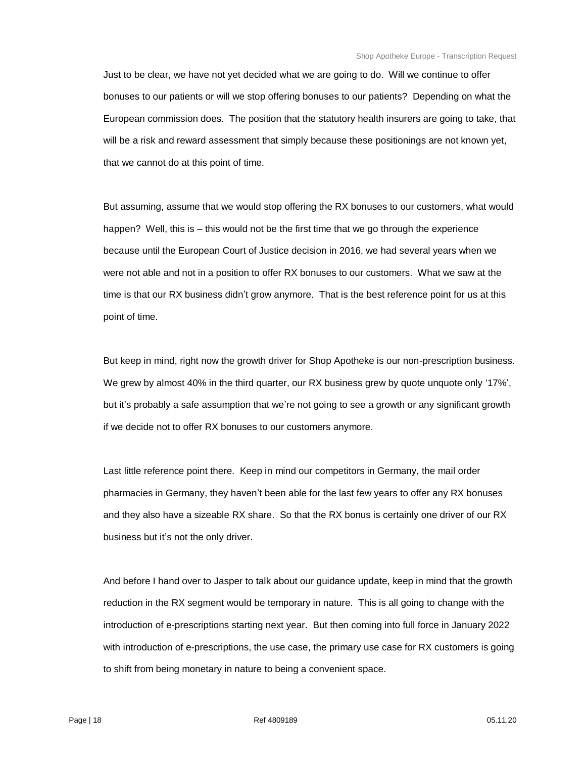Just to be clear, we have not yet decided what we are going to do. Will we continue to offer bonuses to our patients or will we stop offering bonuses to our patients? Depending on what the European commission does. The position that the statutory health insurers are going to take, that will be a risk and reward assessment that simply because these positionings are not known yet, that we cannot do at this point of time.

But assuming, assume that we would stop offering the RX bonuses to our customers, what would happen? Well, this is – this would not be the first time that we go through the experience because until the European Court of Justice decision in 2016, we had several years when we were not able and not in a position to offer RX bonuses to our customers. What we saw at the time is that our RX business didn't grow anymore. That is the best reference point for us at this point of time.

But keep in mind, right now the growth driver for Shop Apotheke is our non-prescription business. We grew by almost 40% in the third quarter, our RX business grew by quote unquote only '17%', but it's probably a safe assumption that we're not going to see a growth or any significant growth if we decide not to offer RX bonuses to our customers anymore.

Last little reference point there. Keep in mind our competitors in Germany, the mail order pharmacies in Germany, they haven't been able for the last few years to offer any RX bonuses and they also have a sizeable RX share. So that the RX bonus is certainly one driver of our RX business but it's not the only driver.

And before I hand over to Jasper to talk about our guidance update, keep in mind that the growth reduction in the RX segment would be temporary in nature. This is all going to change with the introduction of e-prescriptions starting next year. But then coming into full force in January 2022 with introduction of e-prescriptions, the use case, the primary use case for RX customers is going to shift from being monetary in nature to being a convenient space.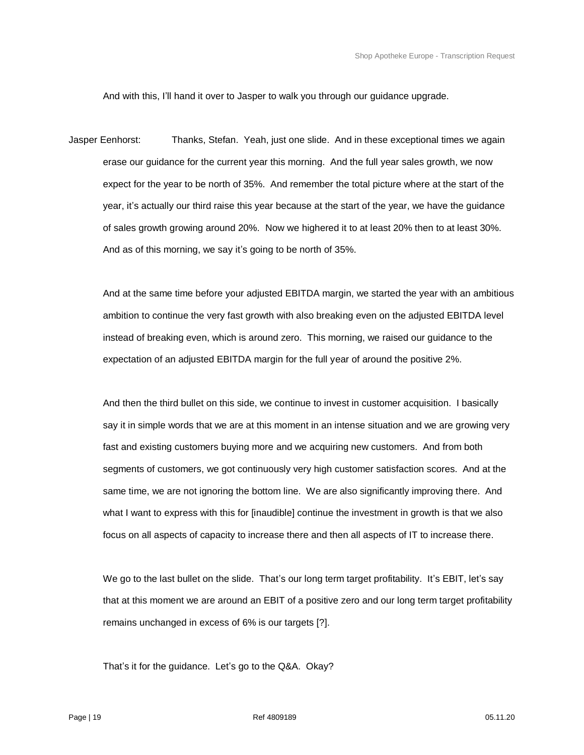And with this, I'll hand it over to Jasper to walk you through our guidance upgrade.

Jasper Eenhorst: Thanks, Stefan. Yeah, just one slide. And in these exceptional times we again erase our guidance for the current year this morning. And the full year sales growth, we now expect for the year to be north of 35%. And remember the total picture where at the start of the year, it's actually our third raise this year because at the start of the year, we have the guidance of sales growth growing around 20%. Now we highered it to at least 20% then to at least 30%. And as of this morning, we say it's going to be north of 35%.

And at the same time before your adjusted EBITDA margin, we started the year with an ambitious ambition to continue the very fast growth with also breaking even on the adjusted EBITDA level instead of breaking even, which is around zero. This morning, we raised our guidance to the expectation of an adjusted EBITDA margin for the full year of around the positive 2%.

And then the third bullet on this side, we continue to invest in customer acquisition. I basically say it in simple words that we are at this moment in an intense situation and we are growing very fast and existing customers buying more and we acquiring new customers. And from both segments of customers, we got continuously very high customer satisfaction scores. And at the same time, we are not ignoring the bottom line. We are also significantly improving there. And what I want to express with this for [inaudible] continue the investment in growth is that we also focus on all aspects of capacity to increase there and then all aspects of IT to increase there.

We go to the last bullet on the slide. That's our long term target profitability. It's EBIT, let's say that at this moment we are around an EBIT of a positive zero and our long term target profitability remains unchanged in excess of 6% is our targets [?].

That's it for the guidance. Let's go to the Q&A. Okay?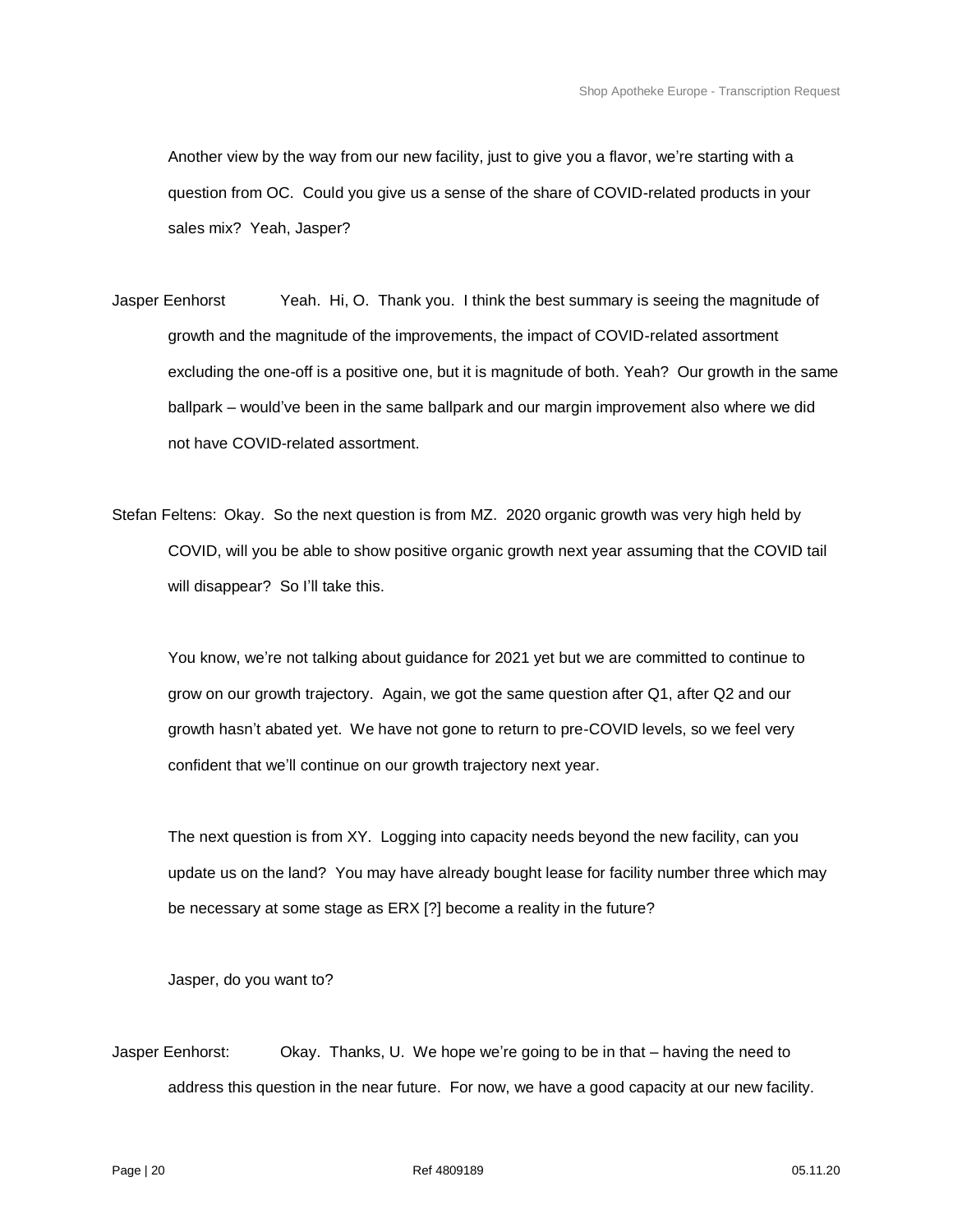Another view by the way from our new facility, just to give you a flavor, we're starting with a question from OC. Could you give us a sense of the share of COVID-related products in your sales mix? Yeah, Jasper?

Jasper Eenhorst Yeah. Hi, O. Thank you. I think the best summary is seeing the magnitude of growth and the magnitude of the improvements, the impact of COVID-related assortment excluding the one-off is a positive one, but it is magnitude of both. Yeah? Our growth in the same ballpark – would've been in the same ballpark and our margin improvement also where we did not have COVID-related assortment.

Stefan Feltens: Okay. So the next question is from MZ. 2020 organic growth was very high held by COVID, will you be able to show positive organic growth next year assuming that the COVID tail will disappear? So I'll take this.

You know, we're not talking about guidance for 2021 yet but we are committed to continue to grow on our growth trajectory. Again, we got the same question after Q1, after Q2 and our growth hasn't abated yet. We have not gone to return to pre-COVID levels, so we feel very confident that we'll continue on our growth trajectory next year.

The next question is from XY. Logging into capacity needs beyond the new facility, can you update us on the land? You may have already bought lease for facility number three which may be necessary at some stage as ERX [?] become a reality in the future?

Jasper, do you want to?

Jasper Eenhorst: Okay. Thanks, U. We hope we're going to be in that – having the need to address this question in the near future. For now, we have a good capacity at our new facility.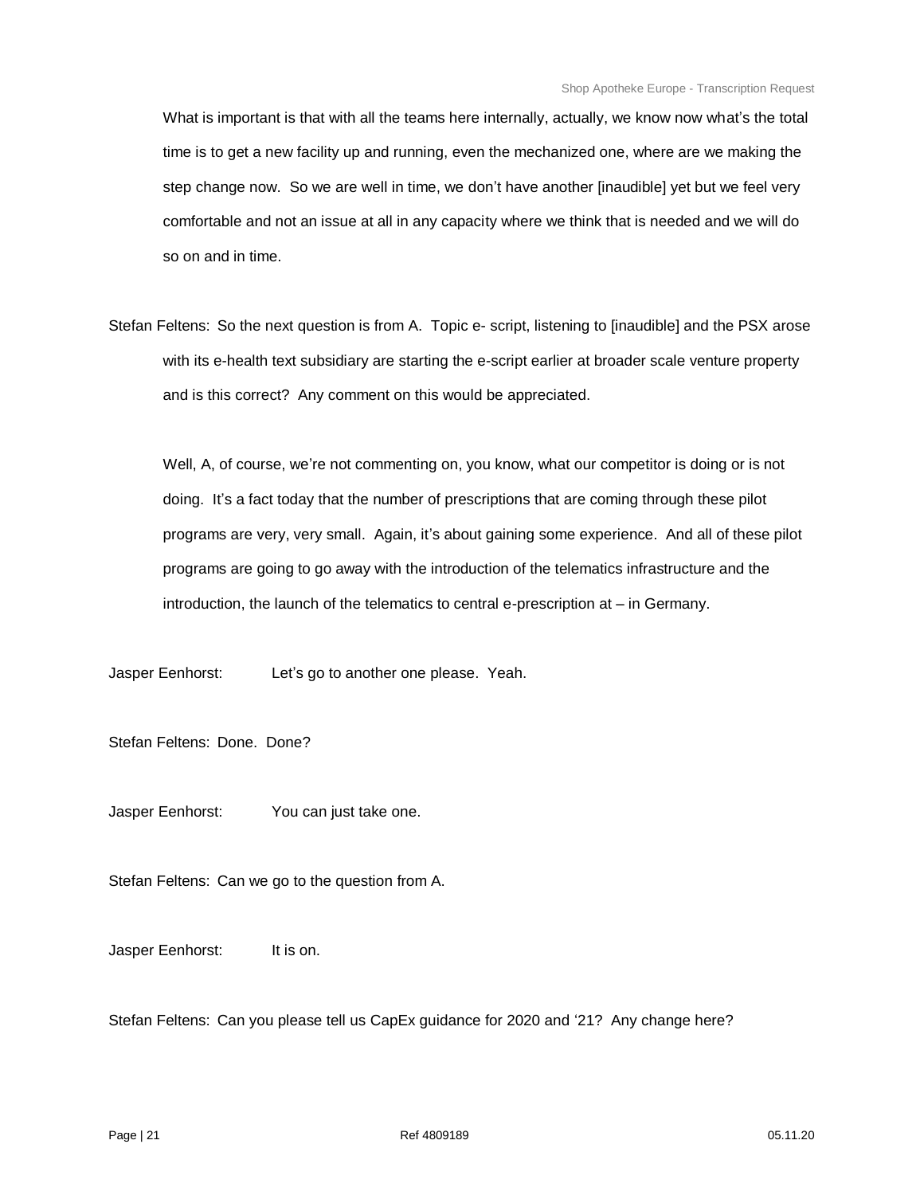What is important is that with all the teams here internally, actually, we know now what's the total time is to get a new facility up and running, even the mechanized one, where are we making the step change now. So we are well in time, we don't have another [inaudible] yet but we feel very comfortable and not an issue at all in any capacity where we think that is needed and we will do so on and in time.

Stefan Feltens: So the next question is from A. Topic e- script, listening to [inaudible] and the PSX arose with its e-health text subsidiary are starting the e-script earlier at broader scale venture property and is this correct? Any comment on this would be appreciated.

Well, A, of course, we're not commenting on, you know, what our competitor is doing or is not doing. It's a fact today that the number of prescriptions that are coming through these pilot programs are very, very small. Again, it's about gaining some experience. And all of these pilot programs are going to go away with the introduction of the telematics infrastructure and the introduction, the launch of the telematics to central e-prescription at – in Germany.

Jasper Eenhorst: Let's go to another one please. Yeah.

Stefan Feltens: Done. Done?

Jasper Eenhorst: You can just take one.

Stefan Feltens: Can we go to the question from A.

Jasper Eenhorst: It is on.

Stefan Feltens: Can you please tell us CapEx guidance for 2020 and '21? Any change here?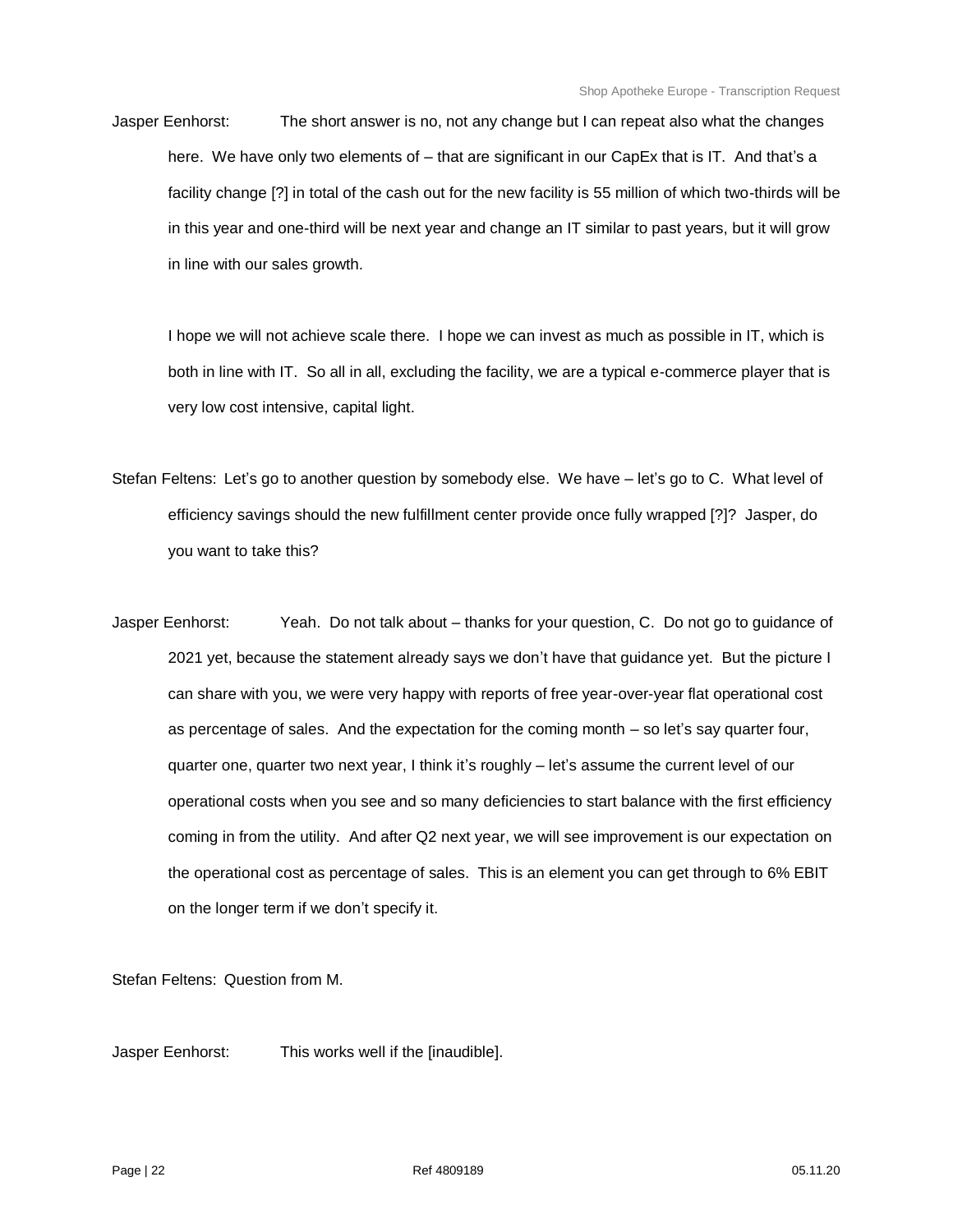Jasper Eenhorst: The short answer is no, not any change but I can repeat also what the changes here. We have only two elements of – that are significant in our CapEx that is IT. And that's a facility change [?] in total of the cash out for the new facility is 55 million of which two-thirds will be in this year and one-third will be next year and change an IT similar to past years, but it will grow in line with our sales growth.

I hope we will not achieve scale there. I hope we can invest as much as possible in IT, which is both in line with IT. So all in all, excluding the facility, we are a typical e-commerce player that is very low cost intensive, capital light.

Stefan Feltens: Let's go to another question by somebody else. We have – let's go to C. What level of efficiency savings should the new fulfillment center provide once fully wrapped [?]? Jasper, do you want to take this?

Jasper Eenhorst: Yeah. Do not talk about – thanks for your question, C. Do not go to guidance of 2021 yet, because the statement already says we don't have that guidance yet. But the picture I can share with you, we were very happy with reports of free year-over-year flat operational cost as percentage of sales. And the expectation for the coming month – so let's say quarter four, quarter one, quarter two next year, I think it's roughly – let's assume the current level of our operational costs when you see and so many deficiencies to start balance with the first efficiency coming in from the utility. And after Q2 next year, we will see improvement is our expectation on the operational cost as percentage of sales. This is an element you can get through to 6% EBIT on the longer term if we don't specify it.

Stefan Feltens: Question from M.

Jasper Eenhorst: This works well if the [inaudible].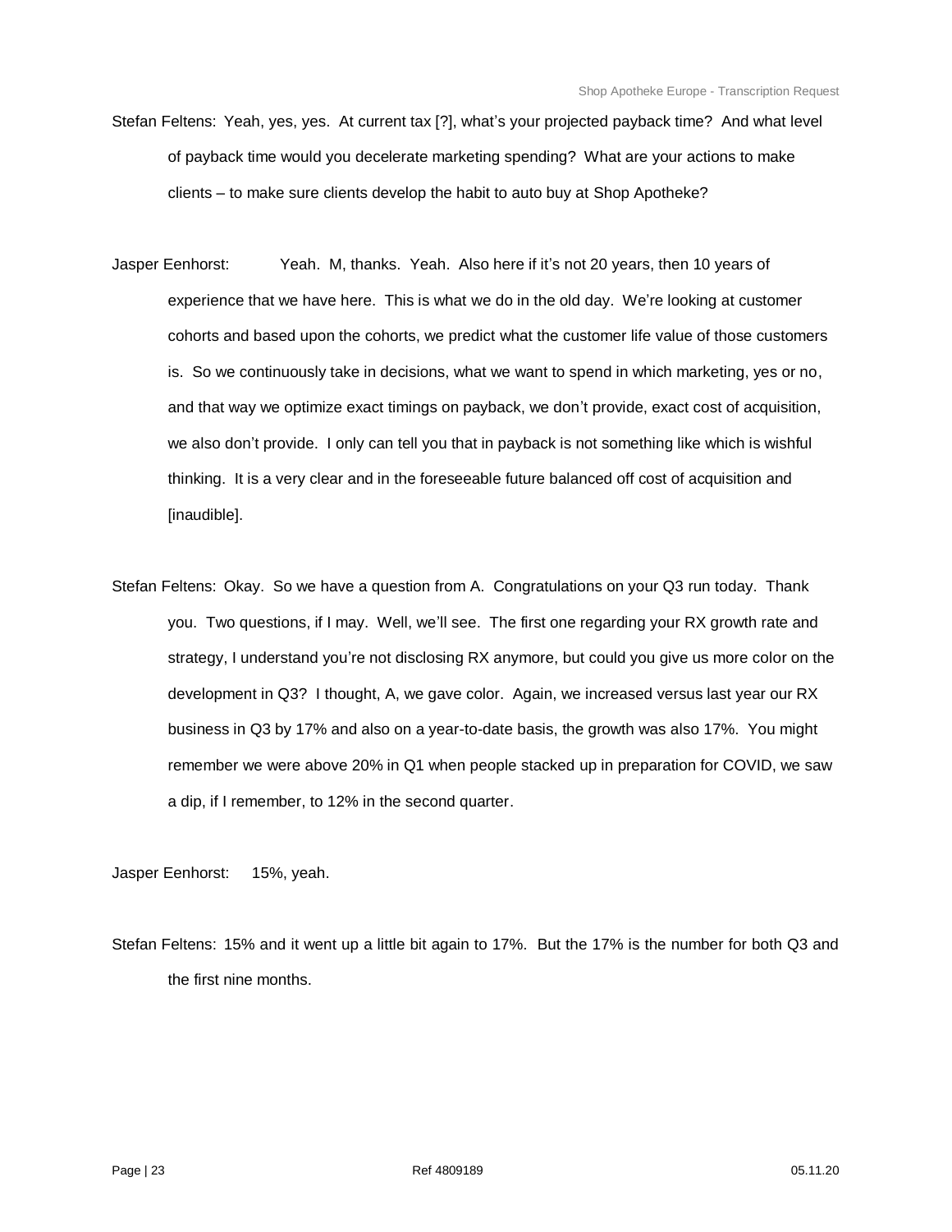Stefan Feltens: Yeah, yes, yes. At current tax [?], what's your projected payback time? And what level of payback time would you decelerate marketing spending? What are your actions to make clients – to make sure clients develop the habit to auto buy at Shop Apotheke?

Jasper Eenhorst: Yeah. M, thanks. Yeah. Also here if it's not 20 years, then 10 years of experience that we have here. This is what we do in the old day. We're looking at customer cohorts and based upon the cohorts, we predict what the customer life value of those customers is. So we continuously take in decisions, what we want to spend in which marketing, yes or no, and that way we optimize exact timings on payback, we don't provide, exact cost of acquisition, we also don't provide. I only can tell you that in payback is not something like which is wishful thinking. It is a very clear and in the foreseeable future balanced off cost of acquisition and [inaudible].

Stefan Feltens: Okay. So we have a question from A. Congratulations on your Q3 run today. Thank you. Two questions, if I may. Well, we'll see. The first one regarding your RX growth rate and strategy, I understand you're not disclosing RX anymore, but could you give us more color on the development in Q3? I thought, A, we gave color. Again, we increased versus last year our RX business in Q3 by 17% and also on a year-to-date basis, the growth was also 17%. You might remember we were above 20% in Q1 when people stacked up in preparation for COVID, we saw a dip, if I remember, to 12% in the second quarter.

Jasper Eenhorst: 15%, yeah.

Stefan Feltens: 15% and it went up a little bit again to 17%. But the 17% is the number for both Q3 and the first nine months.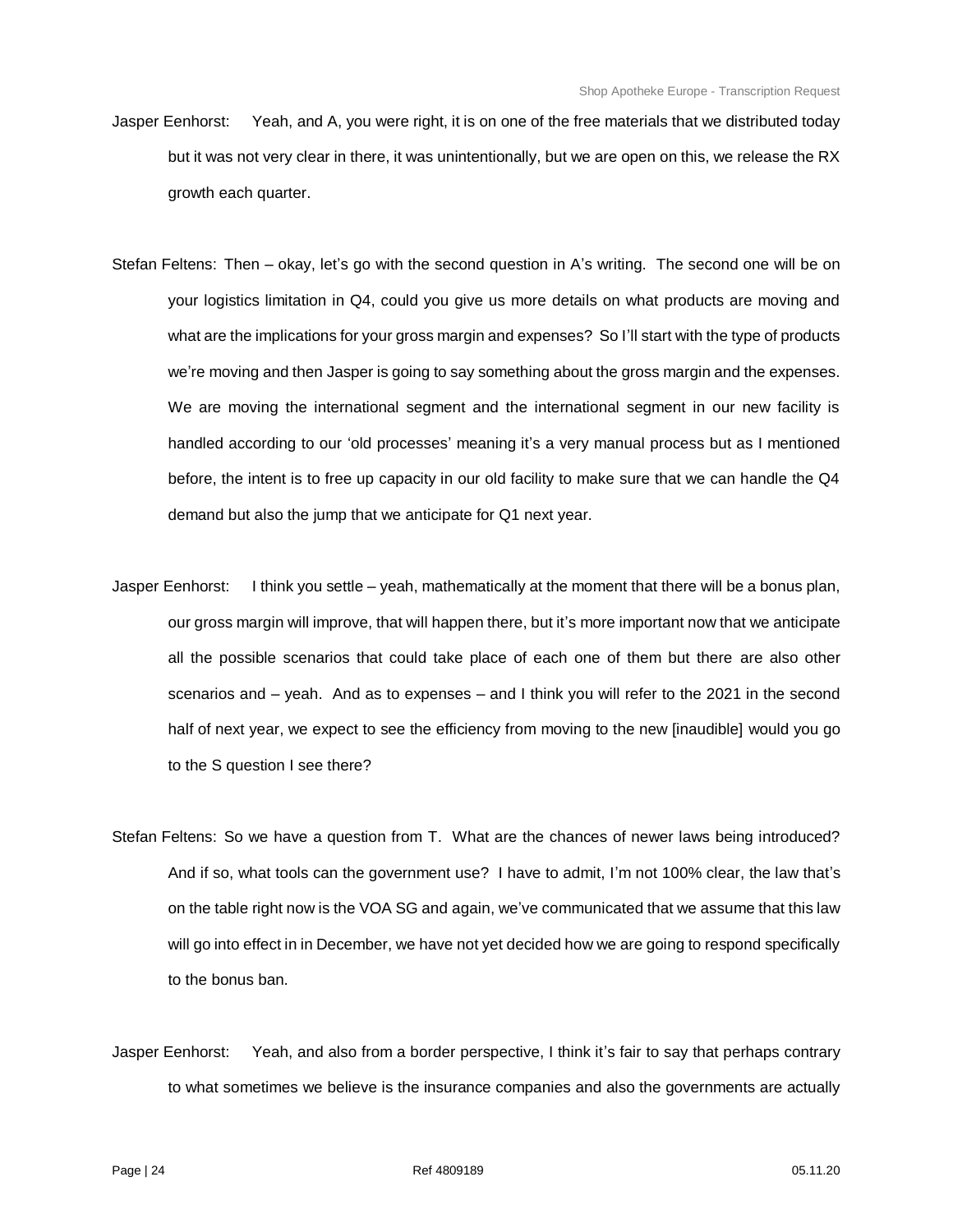Jasper Eenhorst: Yeah, and A, you were right, it is on one of the free materials that we distributed today but it was not very clear in there, it was unintentionally, but we are open on this, we release the RX growth each quarter.

Stefan Feltens: Then – okay, let's go with the second question in A's writing. The second one will be on your logistics limitation in Q4, could you give us more details on what products are moving and what are the implications for your gross margin and expenses? So I'll start with the type of products we're moving and then Jasper is going to say something about the gross margin and the expenses. We are moving the international segment and the international segment in our new facility is handled according to our 'old processes' meaning it's a very manual process but as I mentioned before, the intent is to free up capacity in our old facility to make sure that we can handle the Q4 demand but also the jump that we anticipate for Q1 next year.

Jasper Eenhorst: I think you settle – yeah, mathematically at the moment that there will be a bonus plan, our gross margin will improve, that will happen there, but it's more important now that we anticipate all the possible scenarios that could take place of each one of them but there are also other scenarios and – yeah. And as to expenses – and I think you will refer to the 2021 in the second half of next year, we expect to see the efficiency from moving to the new [inaudible] would you go to the S question I see there?

Stefan Feltens: So we have a question from T. What are the chances of newer laws being introduced? And if so, what tools can the government use? I have to admit, I'm not 100% clear, the law that's on the table right now is the VOA SG and again, we've communicated that we assume that this law will go into effect in in December, we have not yet decided how we are going to respond specifically to the bonus ban.

Jasper Eenhorst: Yeah, and also from a border perspective, I think it's fair to say that perhaps contrary to what sometimes we believe is the insurance companies and also the governments are actually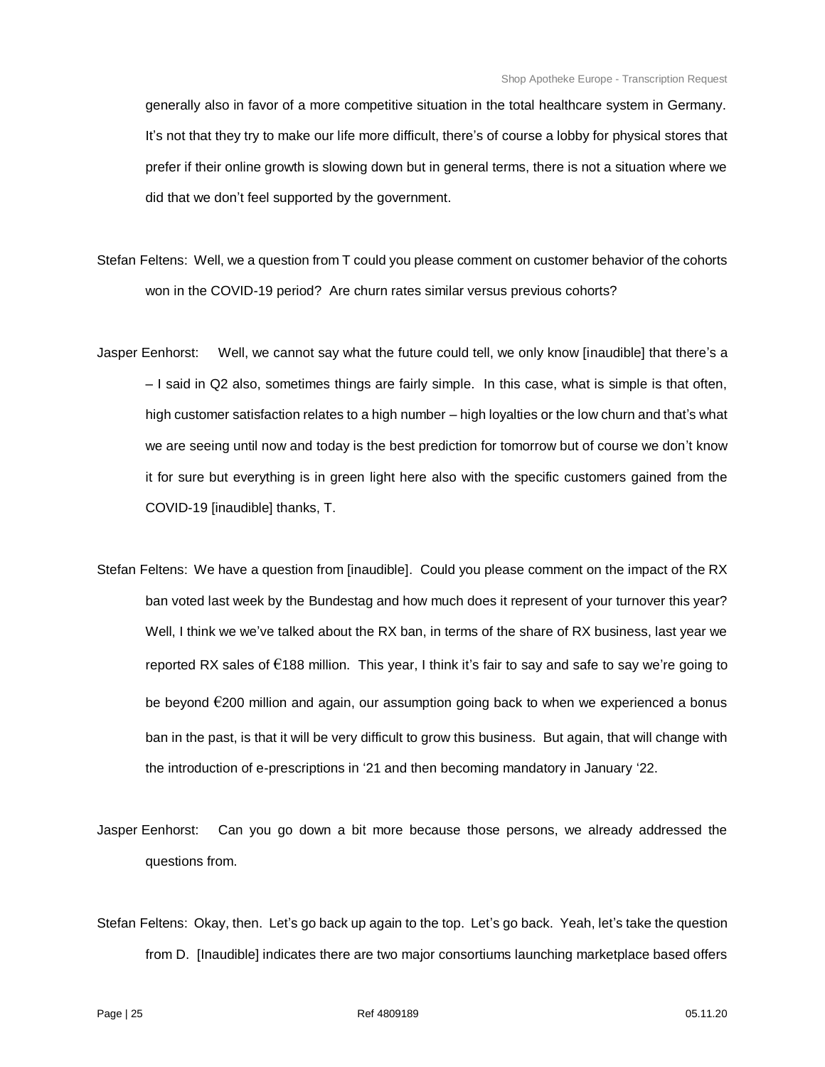generally also in favor of a more competitive situation in the total healthcare system in Germany. It's not that they try to make our life more difficult, there's of course a lobby for physical stores that prefer if their online growth is slowing down but in general terms, there is not a situation where we did that we don't feel supported by the government.

Stefan Feltens: Well, we a question from T could you please comment on customer behavior of the cohorts won in the COVID-19 period? Are churn rates similar versus previous cohorts?

Jasper Eenhorst: Well, we cannot say what the future could tell, we only know [inaudible] that there's a – I said in Q2 also, sometimes things are fairly simple. In this case, what is simple is that often, high customer satisfaction relates to a high number – high loyalties or the low churn and that's what we are seeing until now and today is the best prediction for tomorrow but of course we don't know it for sure but everything is in green light here also with the specific customers gained from the COVID-19 [inaudible] thanks, T.

Stefan Feltens: We have a question from [inaudible]. Could you please comment on the impact of the RX ban voted last week by the Bundestag and how much does it represent of your turnover this year? Well, I think we we've talked about the RX ban, in terms of the share of RX business, last year we reported RX sales of €188 million. This year, I think it's fair to say and safe to say we're going to be beyond €200 million and again, our assumption going back to when we experienced a bonus ban in the past, is that it will be very difficult to grow this business. But again, that will change with the introduction of e-prescriptions in '21 and then becoming mandatory in January '22.

Jasper Eenhorst: Can you go down a bit more because those persons, we already addressed the questions from.

Stefan Feltens: Okay, then. Let's go back up again to the top. Let's go back. Yeah, let's take the question from D. [Inaudible] indicates there are two major consortiums launching marketplace based offers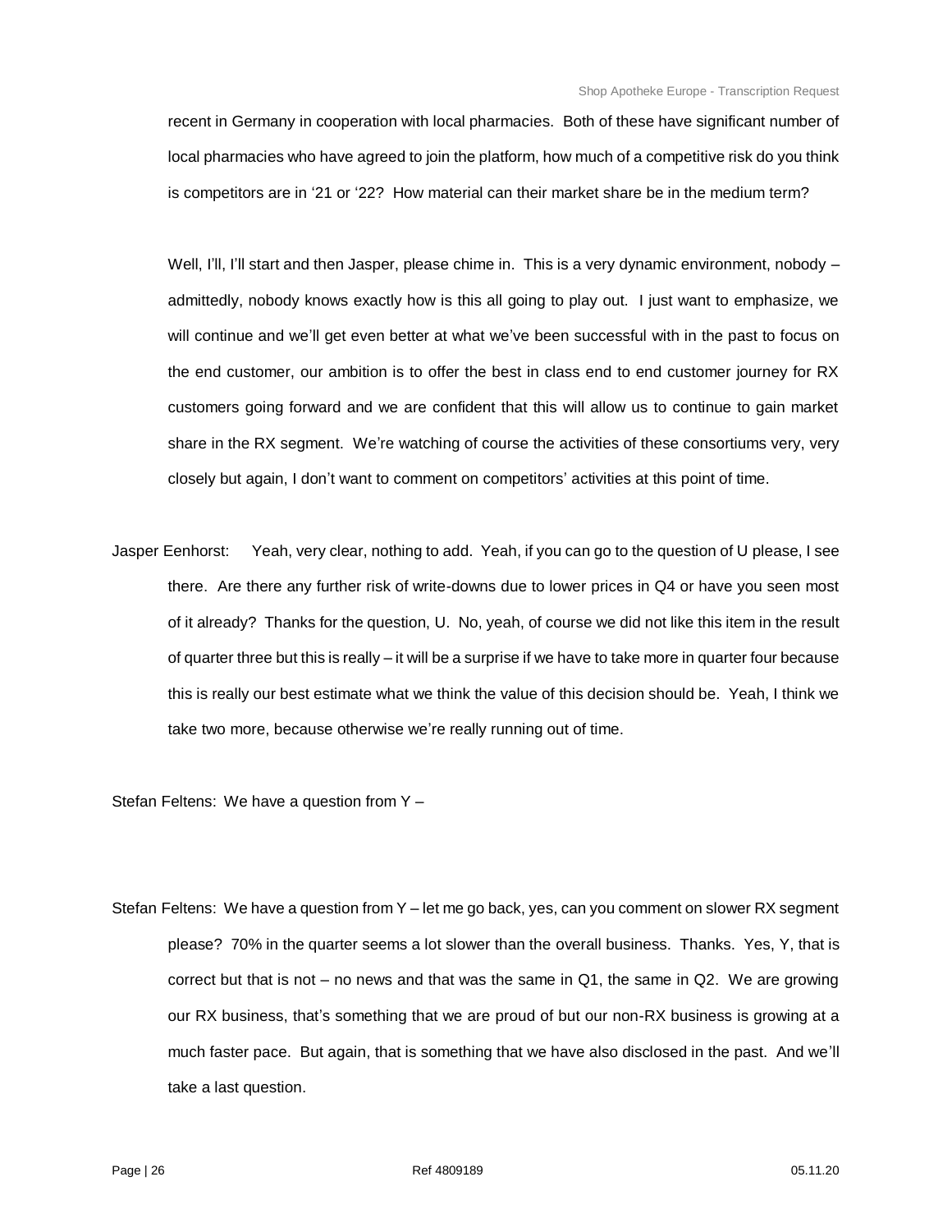recent in Germany in cooperation with local pharmacies. Both of these have significant number of local pharmacies who have agreed to join the platform, how much of a competitive risk do you think is competitors are in '21 or '22? How material can their market share be in the medium term?

Well, I'll, I'll start and then Jasper, please chime in. This is a very dynamic environment, nobody – admittedly, nobody knows exactly how is this all going to play out. I just want to emphasize, we will continue and we'll get even better at what we've been successful with in the past to focus on the end customer, our ambition is to offer the best in class end to end customer journey for RX customers going forward and we are confident that this will allow us to continue to gain market share in the RX segment. We're watching of course the activities of these consortiums very, very closely but again, I don't want to comment on competitors' activities at this point of time.

Jasper Eenhorst: Yeah, very clear, nothing to add. Yeah, if you can go to the question of U please, I see there. Are there any further risk of write-downs due to lower prices in Q4 or have you seen most of it already? Thanks for the question, U. No, yeah, of course we did not like this item in the result of quarter three but this is really – it will be a surprise if we have to take more in quarter four because this is really our best estimate what we think the value of this decision should be. Yeah, I think we take two more, because otherwise we're really running out of time.

Stefan Feltens: We have a question from Y –

Stefan Feltens: We have a question from Y – let me go back, yes, can you comment on slower RX segment please? 70% in the quarter seems a lot slower than the overall business. Thanks. Yes, Y, that is correct but that is not – no news and that was the same in Q1, the same in Q2. We are growing our RX business, that's something that we are proud of but our non-RX business is growing at a much faster pace. But again, that is something that we have also disclosed in the past. And we'll take a last question.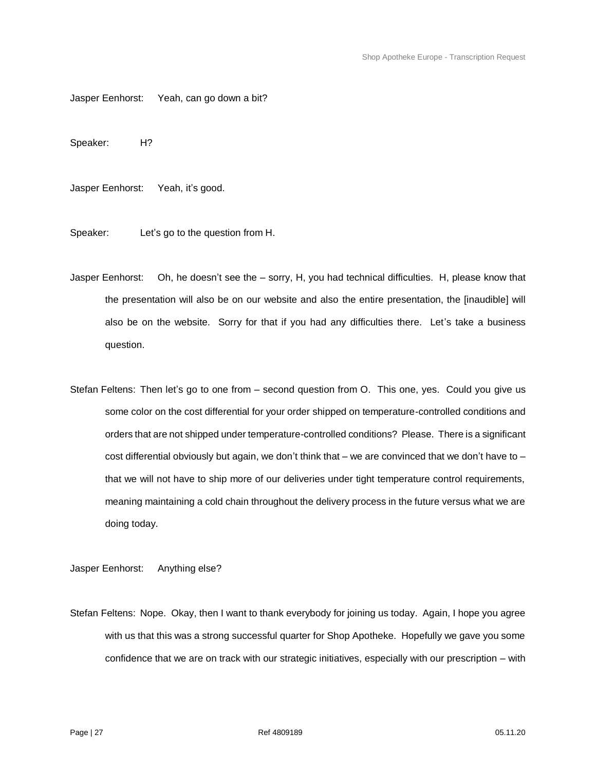Jasper Eenhorst: Yeah, can go down a bit?

Speaker: H?

Jasper Eenhorst: Yeah, it's good.

Speaker: Let's go to the question from H.

Jasper Eenhorst: Oh, he doesn't see the – sorry, H, you had technical difficulties. H, please know that the presentation will also be on our website and also the entire presentation, the [inaudible] will also be on the website. Sorry for that if you had any difficulties there. Let's take a business question.

Stefan Feltens: Then let's go to one from – second question from O. This one, yes. Could you give us some color on the cost differential for your order shipped on temperature-controlled conditions and orders that are not shipped under temperature-controlled conditions? Please. There is a significant cost differential obviously but again, we don't think that – we are convinced that we don't have to – that we will not have to ship more of our deliveries under tight temperature control requirements, meaning maintaining a cold chain throughout the delivery process in the future versus what we are doing today.

Jasper Eenhorst: Anything else?

Stefan Feltens: Nope. Okay, then I want to thank everybody for joining us today. Again, I hope you agree with us that this was a strong successful quarter for Shop Apotheke. Hopefully we gave you some confidence that we are on track with our strategic initiatives, especially with our prescription – with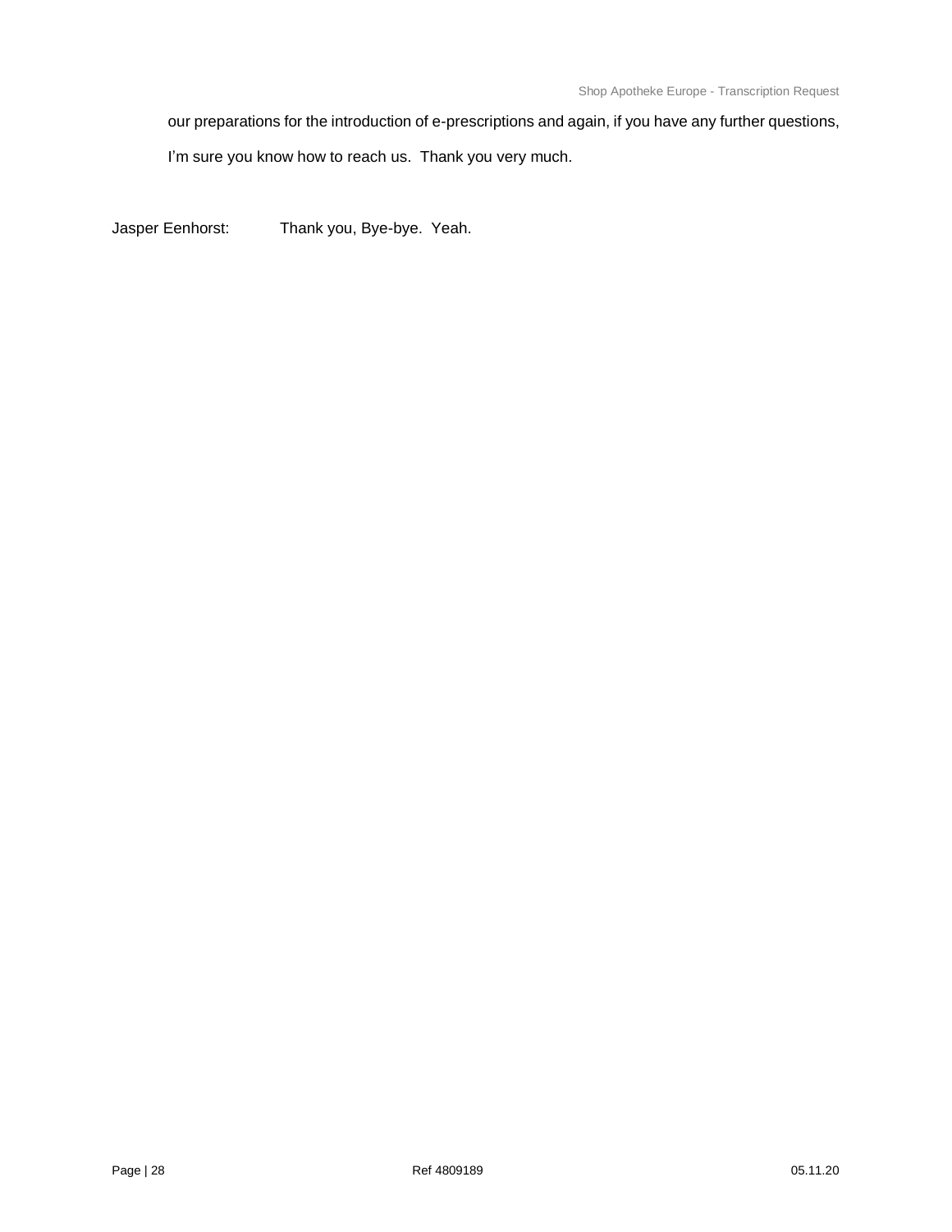our preparations for the introduction of e-prescriptions and again, if you have any further questions, I'm sure you know how to reach us. Thank you very much.

Jasper Eenhorst: Thank you, Bye-bye. Yeah.